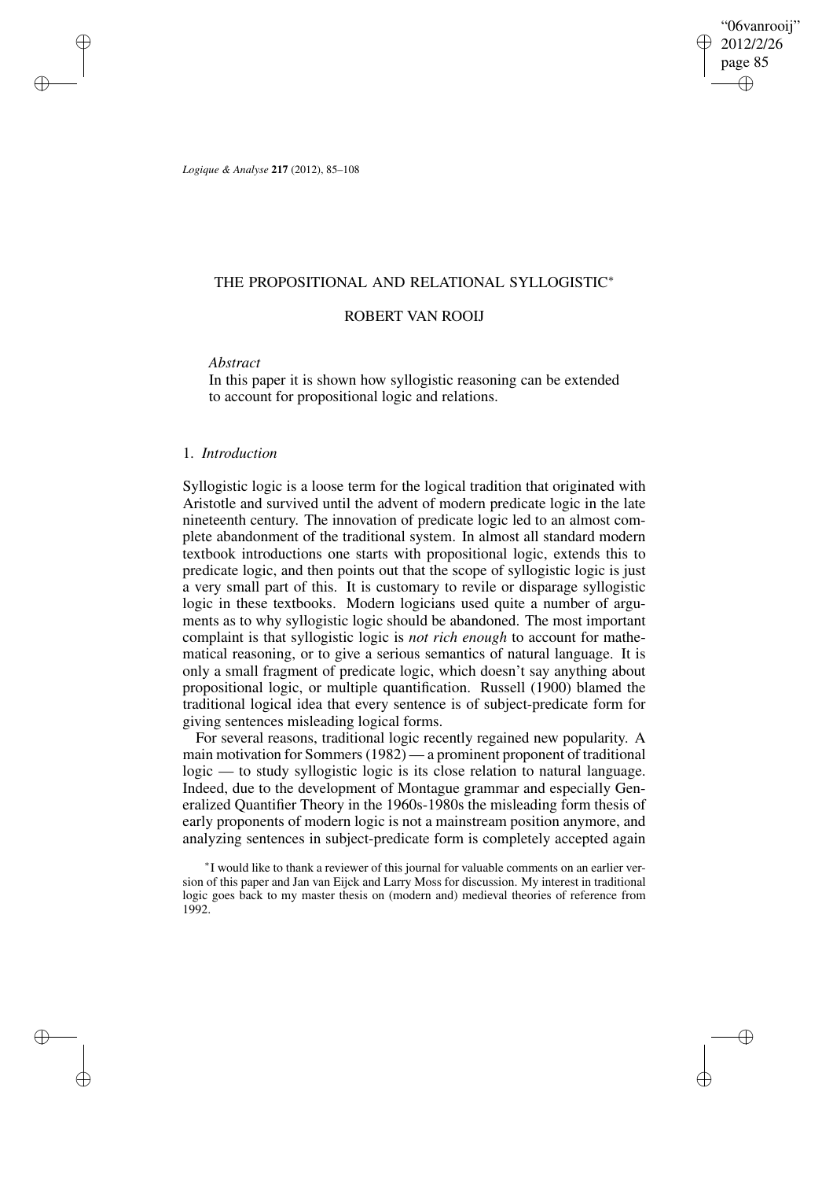# THE PROPOSITIONAL AND RELATIONAL SYLLOGISTIC*

ROBERT VAN ROOIJ

*Abstract*

In this paper it is shown how syllogistic reasoning can be extended to account for propositional logic and relations.

## 1. *Introduction*

Syllogistic logic is a loose term for the logical tradition that originated with Aristotle and survived until the advent of modern predicate logic in the late nineteenth century. The innovation of predicate logic led to an almost complete abandonment of the traditional system. In almost all standard modern textbook introductions one starts with propositional logic, extends this to predicate logic, and then points out that the scope of syllogistic logic is just a very small part of this. It is customary to revile or disparage syllogistic logic in these textbooks. Modern logicians used quite a number of arguments as to why syllogistic logic should be abandoned. The most important complaint is that syllogistic logic is *not rich enough* to account for mathematical reasoning, or to give a serious semantics of natural language. It is only a small fragment of predicate logic, which doesn't say anything about propositional logic, or multiple quantification. Russell (1900) blamed the traditional logical idea that every sentence is of subject-predicate form for giving sentences misleading logical forms.

For several reasons, traditional logic recently regained new popularity. A main motivation for Sommers (1982) — a prominent proponent of traditional logic — to study syllogistic logic is its close relation to natural language. Indeed, due to the development of Montague grammar and especially Generalized Quantifier Theory in the 1960s-1980s the misleading form thesis of early proponents of modern logic is not a mainstream position anymore, and analyzing sentences in subject-predicate form is completely accepted again

*I would like to thank a reviewer of this journal for valuable comments on an earlier version of this paper and Jan van Eijck and Larry Moss for discussion. My interest in traditional logic goes back to my master thesis on (modern and) medieval theories of reference from 1992.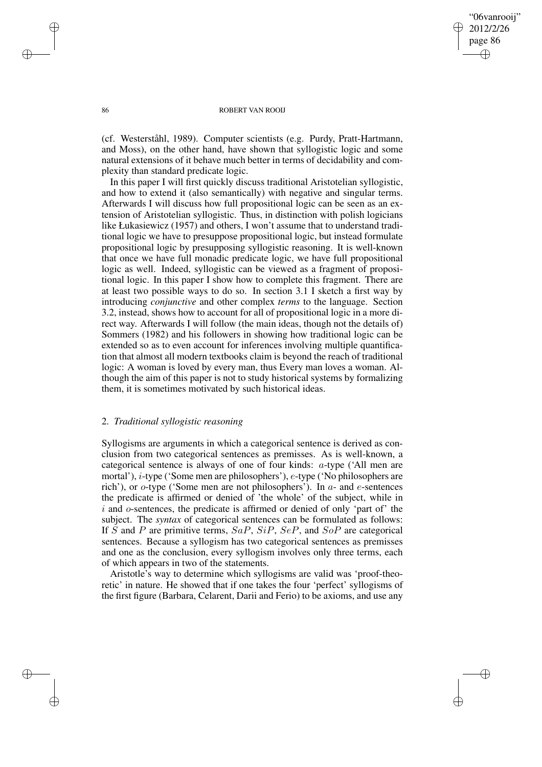(cf. Westerståhl, 1989). Computer scientists (e.g. Purdy, Pratt-Hartmann, and Moss), on the other hand, have shown that syllogistic logic and some natural extensions of it behave much better in terms of decidability and complexity than standard predicate logic.

In this paper I will first quickly discuss traditional Aristotelian syllogistic, and how to extend it (also semantically) with negative and singular terms. Afterwards I will discuss how full propositional logic can be seen as an extension of Aristotelian syllogistic. Thus, in distinction with polish logicians like Łukasiewicz (1957) and others, I won't assume that to understand traditional logic we have to presuppose propositional logic, but instead formulate propositional logic by presupposing syllogistic reasoning. It is well-known that once we have full monadic predicate logic, we have full propositional logic as well. Indeed, syllogistic can be viewed as a fragment of propositional logic. In this paper I show how to complete this fragment. There are at least two possible ways to do so. In section 3.1 I sketch a first way by introducing *conjunctive* and other complex *terms* to the language. Section 3.2, instead, shows how to account for all of propositional logic in a more direct way. Afterwards I will follow (the main ideas, though not the details of) Sommers (1982) and his followers in showing how traditional logic can be extended so as to even account for inferences involving multiple quantification that almost all modern textbooks claim is beyond the reach of traditional logic: A woman is loved by every man, thus Every man loves a woman. Although the aim of this paper is not to study historical systems by formalizing them, it is sometimes motivated by such historical ideas.

## 2. *Traditional syllogistic reasoning*

Syllogisms are arguments in which a categorical sentence is derived as conclusion from two categorical sentences as premisses. As is well-known, a categorical sentence is always of one of four kinds: $a$-type ('All men are mortal'), $i$-type ('Some men are philosophers'), $e$-type ('No philosophers are rich'), or $o$-type ('Some men are not philosophers'). In $a$- and $e$-sentences the predicate is affirmed or denied of 'the whole' of the subject, while in $i$ and $o$-sentences, the predicate is affirmed or denied of only 'part of' the subject. The *syntax* of categorical sentences can be formulated as follows: If $S$ and $P$ are primitive terms, $SaP$, $SiP$, $SeP$, and $SoP$ are categorical sentences. Because a syllogism has two categorical sentences as premisses and one as the conclusion, every syllogism involves only three terms, each of which appears in two of the statements.

Aristotle's way to determine which syllogisms are valid was 'proof-theoretic' in nature. He showed that if one takes the four 'perfect' syllogisms of the first figure (Barbara, Celarent, Darii and Ferio) to be axioms, and use any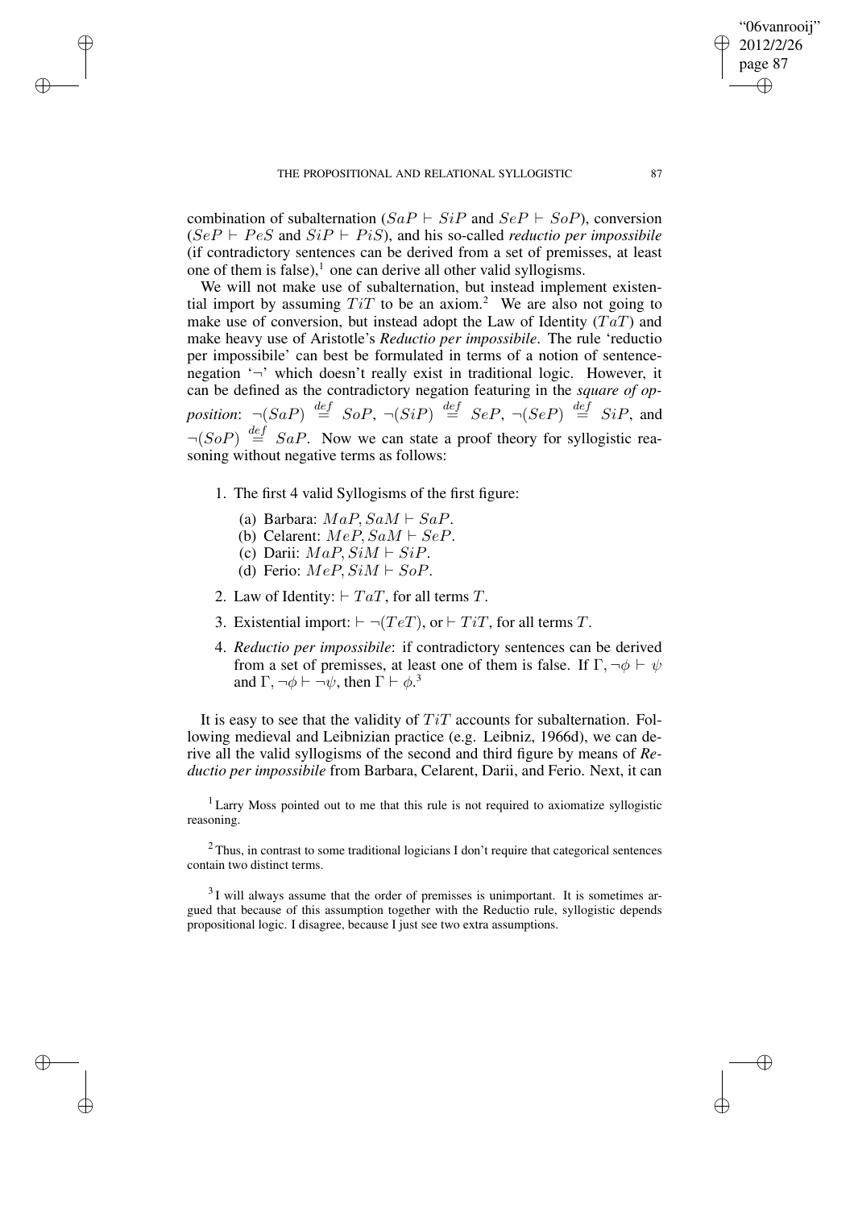combination of subalternation ($SaP \vdash SiP$ and $SeP \vdash SoP$), conversion ($SeP \vdash PeS$ and $SiP \vdash PiS$), and his so-called *reductio per impossibile* (if contradictory sentences can be derived from a set of premisses, at least one of them is false),[1] one can derive all other valid syllogisms.

We will not make use of subalternation, but instead implement existential import by assuming $TiT$ to be an axiom.[2] We are also not going to make use of conversion, but instead adopt the Law of Identity ($TaT$) and make heavy use of Aristotle's *Reductio per impossibile*. The rule 'reductio per impossibile' can best be formulated in terms of a notion of sentence-negation '$\neg$' which doesn't really exist in traditional logic. However, it can be defined as the contradictory negation featuring in the *square of opposition*: $\neg(SaP) \stackrel{def}{=} SoP$, $\neg(SiP) \stackrel{def}{=} SeP$, $\neg(SeP) \stackrel{def}{=} SiP$, and $\neg(SoP) \stackrel{def}{=} SaP$. Now we can state a proof theory for syllogistic reasoning without negative terms as follows:

1. The first 4 valid Syllogisms of the first figure:
   (a) Barbara: $MaP, SaM \vdash SaP$.
   (b) Celarent: $MeP, SaM \vdash SeP$.
   (c) Darii: $MaP, SiM \vdash SiP$.
   (d) Ferio: $MeP, SiM \vdash SoP$.
2. Law of Identity: $\vdash TaT$, for all terms $T$.
3. Existential import: $\vdash \neg(TeT)$, or $\vdash TiT$, for all terms $T$.
4. *Reductio per impossibile*: if contradictory sentences can be derived from a set of premisses, at least one of them is false. If $\Gamma, \neg\phi \vdash \psi$ and $\Gamma, \neg\phi \vdash \neg\psi$, then $\Gamma \vdash \phi$.[3]

It is easy to see that the validity of $TiT$ accounts for subalternation. Following medieval and Leibnizian practice (e.g. Leibniz, 1966d), we can derive all the valid syllogisms of the second and third figure by means of *Reductio per impossibile* from Barbara, Celarent, Darii, and Ferio. Next, it can

[1] Larry Moss pointed out to me that this rule is not required to axiomatize syllogistic reasoning.

[2] Thus, in contrast to some traditional logicians I don't require that categorical sentences contain two distinct terms.

[3] I will always assume that the order of premisses is unimportant. It is sometimes argued that because of this assumption together with the Reductio rule, syllogistic depends propositional logic. I disagree, because I just see two extra assumptions.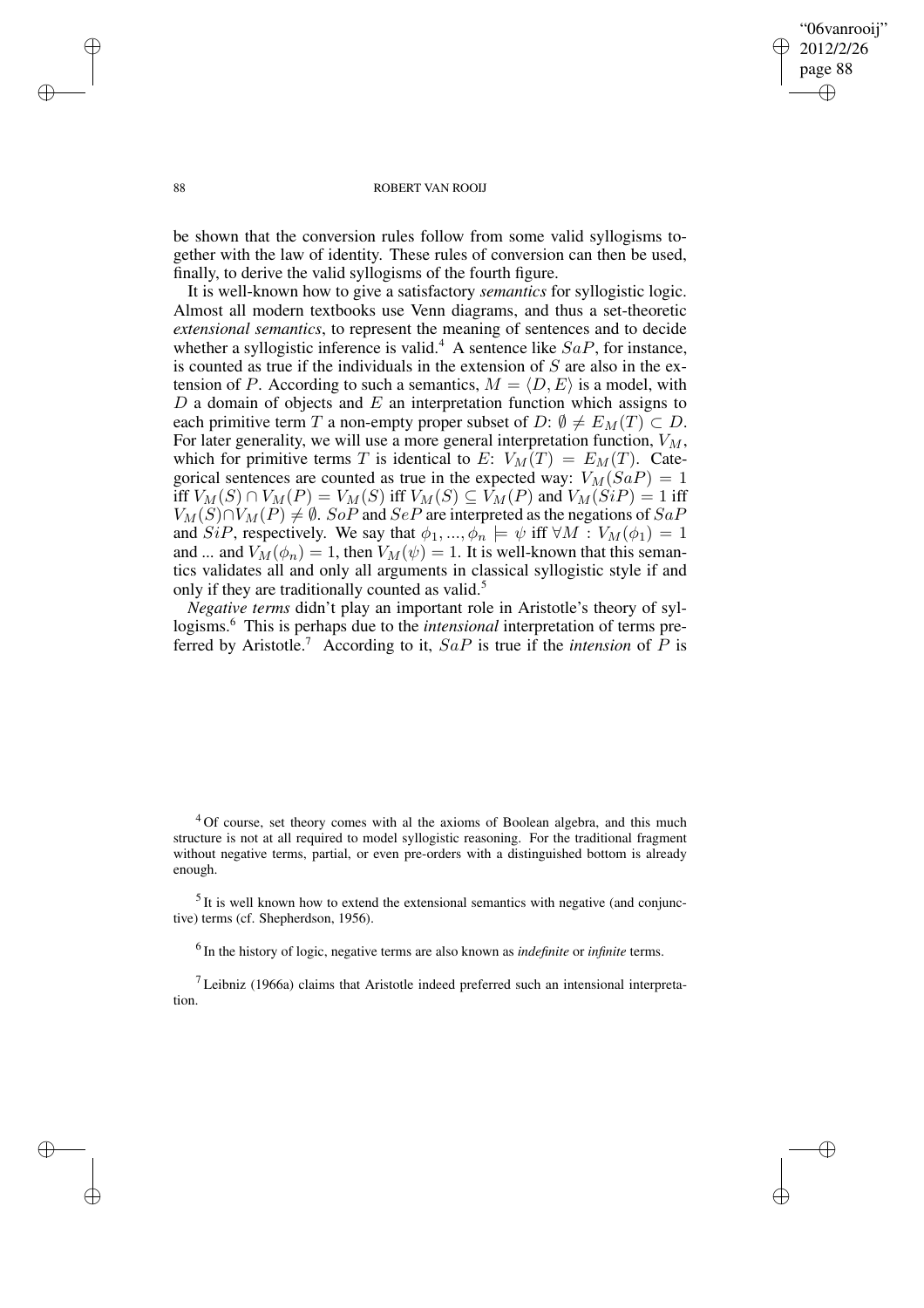be shown that the conversion rules follow from some valid syllogisms together with the law of identity. These rules of conversion can then be used, finally, to derive the valid syllogisms of the fourth figure.

It is well-known how to give a satisfactory *semantics* for syllogistic logic. Almost all modern textbooks use Venn diagrams, and thus a set-theoretic *extensional semantics*, to represent the meaning of sentences and to decide whether a syllogistic inference is valid.[4] A sentence like $SaP$, for instance, is counted as true if the individuals in the extension of $S$ are also in the extension of $P$. According to such a semantics, $M = \langle D, E\rangle$ is a model, with $D$ a domain of objects and $E$ an interpretation function which assigns to each primitive term $T$ a non-empty proper subset of $D$: $\emptyset \neq E_M(T) \subset D$. For later generality, we will use a more general interpretation function, $V_M$, which for primitive terms $T$ is identical to $E$: $V_M(T) = E_M(T)$. Categorical sentences are counted as true in the expected way: $V_M(SaP) = 1$ iff $V_M(S) \cap V_M(P) = V_M(S)$ iff $V_M(S) \subseteq V_M(P)$ and $V_M(SiP) = 1$ iff $V_M(S) \cap V_M(P) \neq \emptyset$. $SoP$ and $SeP$ are interpreted as the negations of $SaP$ and $SiP$, respectively. We say that $\phi_1, ..., \phi_n \models \psi$ iff $\forall M : V_M(\phi_1) = 1$ and ... and $V_M(\phi_n) = 1$, then $V_M(\psi) = 1$. It is well-known that this semantics validates all and only all arguments in classical syllogistic style if and only if they are traditionally counted as valid.[5]

*Negative terms* didn't play an important role in Aristotle's theory of syllogisms.[6] This is perhaps due to the *intensional* interpretation of terms preferred by Aristotle.[7] According to it, $SaP$ is true if the *intension* of $P$ is

[4] Of course, set theory comes with al the axioms of Boolean algebra, and this much structure is not at all required to model syllogistic reasoning. For the traditional fragment without negative terms, partial, or even pre-orders with a distinguished bottom is already enough.

[5] It is well known how to extend the extensional semantics with negative (and conjunctive) terms (cf. Shepherdson, 1956).

[6] In the history of logic, negative terms are also known as *indefinite* or *infinite* terms.

[7] Leibniz (1966a) claims that Aristotle indeed preferred such an intensional interpretation.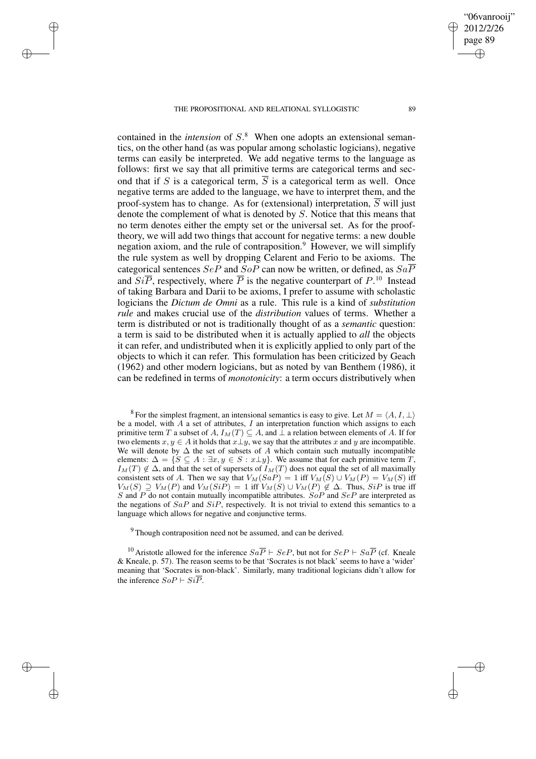contained in the *intension* of $S$.[8] When one adopts an extensional semantics, on the other hand (as was popular among scholastic logicians), negative terms can easily be interpreted. We add negative terms to the language as follows: first we say that all primitive terms are categorical terms and second that if $S$ is a categorical term, $\overline{S}$ is a categorical term as well. Once negative terms are added to the language, we have to interpret them, and the proof-system has to change. As for (extensional) interpretation, $\overline{S}$ will just denote the complement of what is denoted by $S$. Notice that this means that no term denotes either the empty set or the universal set. As for the proof-theory, we will add two things that account for negative terms: a new double negation axiom, and the rule of contraposition.[9] However, we will simplify the rule system as well by dropping Celarent and Ferio to be axioms. The categorical sentences $SeP$ and $SoP$ can now be written, or defined, as $Sa\overline{P}$ and $Si\overline{P}$, respectively, where $\overline{P}$ is the negative counterpart of $P$.[10] Instead of taking Barbara and Darii to be axioms, I prefer to assume with scholastic logicians the *Dictum de Omni* as a rule. This rule is a kind of *substitution rule* and makes crucial use of the *distribution* values of terms. Whether a term is distributed or not is traditionally thought of as a *semantic* question: a term is said to be distributed when it is actually applied to *all* the objects it can refer, and undistributed when it is explicitly applied to only part of the objects to which it can refer. This formulation has been criticized by Geach (1962) and other modern logicians, but as noted by van Benthem (1986), it can be redefined in terms of *monotonicity*: a term occurs distributively when

[8] For the simplest fragment, an intensional semantics is easy to give. Let $M = \langle A, I, \perp \rangle$ be a model, with $A$ a set of attributes, $I$ an interpretation function which assigns to each primitive term $T$ a subset of $A$, $I_M(T) \subseteq A$, and $\perp$ a relation between elements of $A$. If for two elements $x, y \in A$ it holds that $x \perp y$, we say that the attributes $x$ and $y$ are incompatible. We will denote by $\Delta$ the set of subsets of $A$ which contain such mutually incompatible elements: $\Delta = \{S \subseteq A : \exists x, y \in S : x \perp y\}$. We assume that for each primitive term $T$, $I_M(T) \notin \Delta$, and that the set of supersets of $I_M(T)$ does not equal the set of all maximally consistent sets of $A$. Then we say that $V_M(SaP) = 1$ iff $V_M(S) \cup V_M(P) = V_M(S)$ iff $V_M(S) \supseteq V_M(P)$ and $V_M(SiP) = 1$ iff $V_M(S) \cup V_M(P) \notin \Delta$. Thus, $SiP$ is true iff $S$ and $P$ do not contain mutually incompatible attributes. $SoP$ and $SeP$ are interpreted as the negations of $SaP$ and $SiP$, respectively. It is not trivial to extend this semantics to a language which allows for negative and conjunctive terms.

[9] Though contraposition need not be assumed, and can be derived.

[10] Aristotle allowed for the inference $Sa\overline{P} \vdash SeP$, but not for $SeP \vdash Sa\overline{P}$ (cf. Kneale & Kneale, p. 57). The reason seems to be that 'Socrates is not black' seems to have a 'wider' meaning that 'Socrates is non-black'. Similarly, many traditional logicians didn't allow for the inference $SoP \vdash Si\overline{P}$.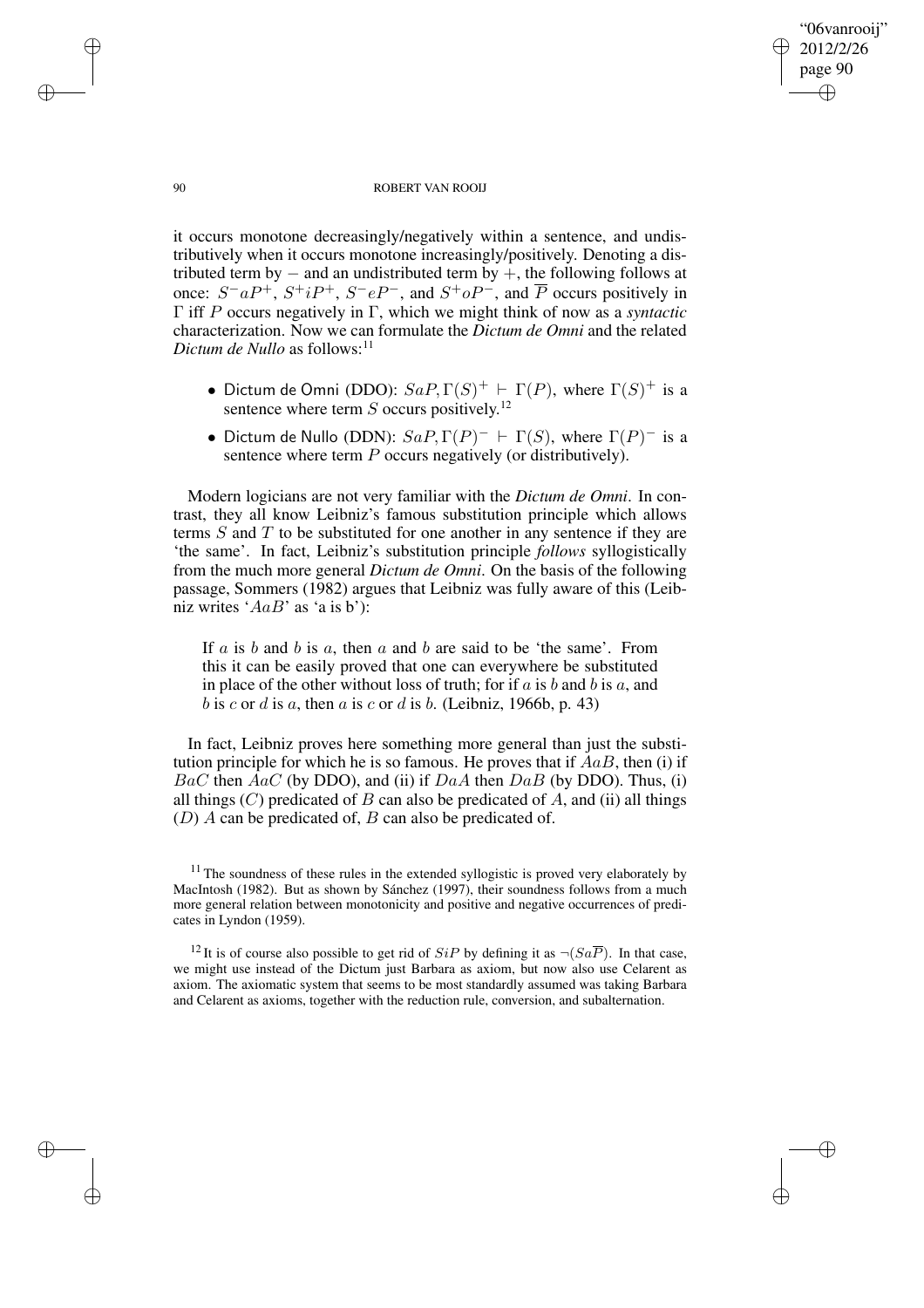it occurs monotone decreasingly/negatively within a sentence, and undistributively when it occurs monotone increasingly/positively. Denoting a distributed term by $-$ and an undistributed term by $+$, the following follows at once: $S^{-}aP^{+}$, $S^{+}iP^{+}$, $S^{-}eP^{-}$, and $S^{+}oP^{-}$, and $\overline{P}$ occurs positively in $\Gamma$ iff $P$ occurs negatively in $\Gamma$, which we might think of now as a *syntactic* characterization. Now we can formulate the *Dictum de Omni* and the related *Dictum de Nullo* as follows:[11]

- Dictum de Omni (DDO): $SaP, \Gamma(S)^{+} \vdash \Gamma(P)$, where $\Gamma(S)^{+}$ is a sentence where term $S$ occurs positively.[12]
- Dictum de Nullo (DDN): $SaP, \Gamma(P)^{-} \vdash \Gamma(S)$, where $\Gamma(P)^{-}$ is a sentence where term $P$ occurs negatively (or distributively).

Modern logicians are not very familiar with the *Dictum de Omni*. In contrast, they all know Leibniz's famous substitution principle which allows terms $S$ and $T$ to be substituted for one another in any sentence if they are 'the same'. In fact, Leibniz's substitution principle *follows* syllogistically from the much more general *Dictum de Omni*. On the basis of the following passage, Sommers (1982) argues that Leibniz was fully aware of this (Leibniz writes '$AaB$' as 'a is b'):

> If $a$ is $b$ and $b$ is $a$, then $a$ and $b$ are said to be 'the same'. From this it can be easily proved that one can everywhere be substituted in place of the other without loss of truth; for if $a$ is $b$ and $b$ is $a$, and $b$ is $c$ or $d$ is $a$, then $a$ is $c$ or $d$ is $b$. (Leibniz, 1966b, p. 43)

In fact, Leibniz proves here something more general than just the substitution principle for which he is so famous. He proves that if $AaB$, then (i) if $BaC$ then $AaC$ (by DDO), and (ii) if $DaA$ then $DaB$ (by DDO). Thus, (i) all things ($C$) predicated of $B$ can also be predicated of $A$, and (ii) all things ($D$) $A$ can be predicated of, $B$ can also be predicated of.

[11] The soundness of these rules in the extended syllogistic is proved very elaborately by MacIntosh (1982). But as shown by Sánchez (1997), their soundness follows from a much more general relation between monotonicity and positive and negative occurrences of predicates in Lyndon (1959).

[12] It is of course also possible to get rid of $SiP$ by defining it as $\neg(Sa\overline{P})$. In that case, we might use instead of the Dictum just Barbara as axiom, but now also use Celarent as axiom. The axiomatic system that seems to be most standardly assumed was taking Barbara and Celarent as axioms, together with the reduction rule, conversion, and subalternation.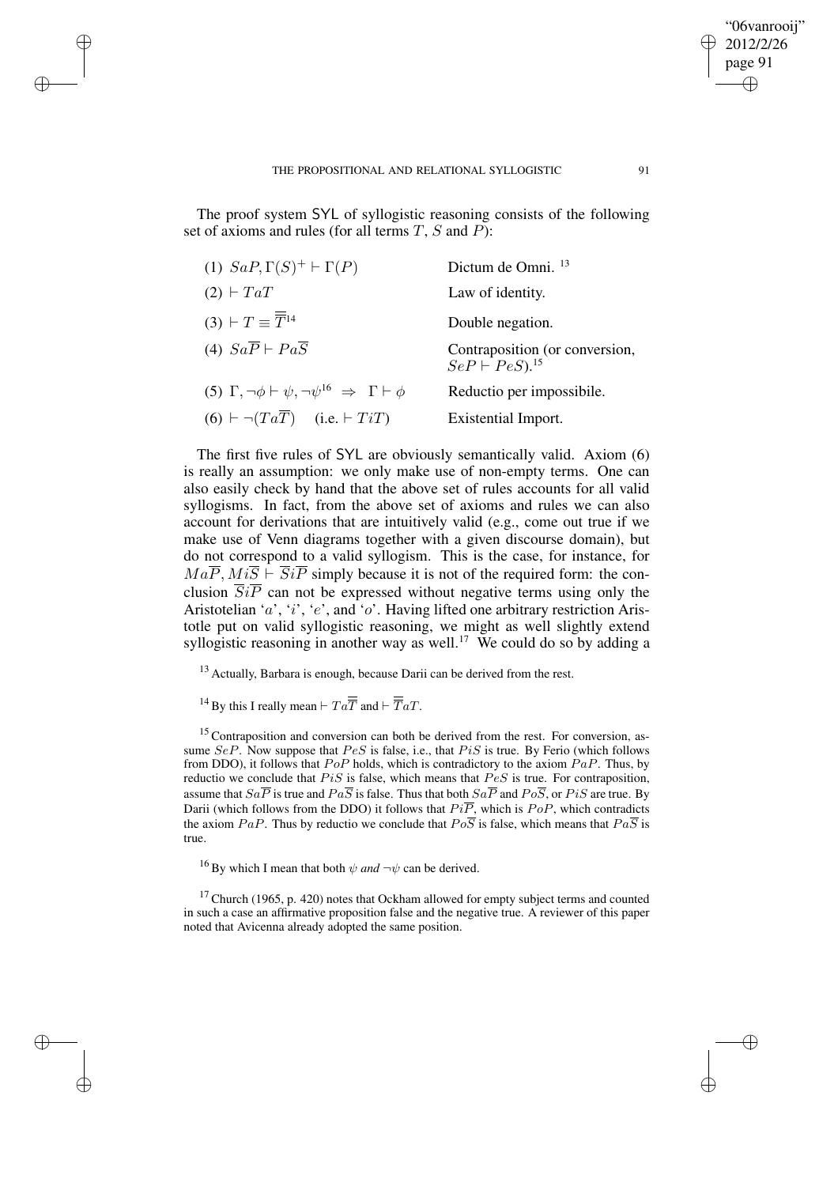The proof system SYL of syllogistic reasoning consists of the following set of axioms and rules (for all terms $T$, $S$ and $P$):

| | |
|---|---|
| (1) $SaP, \Gamma(S)^+ \vdash \Gamma(P)$ | Dictum de Omni. [13] |
| (2) $\vdash TaT$ | Law of identity. |
| (3) $\vdash T \equiv \overline{\overline{T}}$ [14] | Double negation. |
| (4) $Sa\overline{P} \vdash Pa\overline{S}$ | Contraposition (or conversion, $SeP \vdash PeS$). [15] |
| (5) $\Gamma, \neg\phi \vdash \psi, \neg\psi$ [16] $\Rightarrow \Gamma \vdash \phi$ | Reductio per impossibile. |
| (6) $\vdash \neg(Ta\overline{T})$ (i.e. $\vdash TiT$) | Existential Import. |

The first five rules of SYL are obviously semantically valid. Axiom (6) is really an assumption: we only make use of non-empty terms. One can also easily check by hand that the above set of rules accounts for all valid syllogisms. In fact, from the above set of axioms and rules we can also account for derivations that are intuitively valid (e.g., come out true if we make use of Venn diagrams together with a given discourse domain), but do not correspond to a valid syllogism. This is the case, for instance, for $Ma\overline{P}, Mi\overline{S} \vdash \overline{S}i\overline{P}$ simply because it is not of the required form: the conclusion $\overline{S}i\overline{P}$ can not be expressed without negative terms using only the Aristotelian '$a$', '$i$', '$e$', and '$o$'. Having lifted one arbitrary restriction Aristotle put on valid syllogistic reasoning, we might as well slightly extend syllogistic reasoning in another way as well.[17] We could do so by adding a

[13] Actually, Barbara is enough, because Darii can be derived from the rest.

[14] By this I really mean $\vdash Ta\overline{\overline{T}}$ and $\vdash \overline{\overline{T}}aT$.

[15] Contraposition and conversion can both be derived from the rest. For conversion, assume $SeP$. Now suppose that $PeS$ is false, i.e., that $PiS$ is true. By Ferio (which follows from DDO), it follows that $PoP$ holds, which is contradictory to the axiom $PaP$. Thus, by reductio we conclude that $PiS$ is false, which means that $PeS$ is true. For contraposition, assume that $Sa\overline{P}$ is true and $Pa\overline{S}$ is false. Thus that both $Sa\overline{P}$ and $Po\overline{S}$, or $PiS$ are true. By Darii (which follows from the DDO) it follows that $Pi\overline{P}$, which is $PoP$, which contradicts the axiom $PaP$. Thus by reductio we conclude that $Po\overline{S}$ is false, which means that $Pa\overline{S}$ is true.

[16] By which I mean that both $\psi$ *and* $\neg\psi$ can be derived.

[17] Church (1965, p. 420) notes that Ockham allowed for empty subject terms and counted in such a case an affirmative proposition false and the negative true. A reviewer of this paper noted that Avicenna already adopted the same position.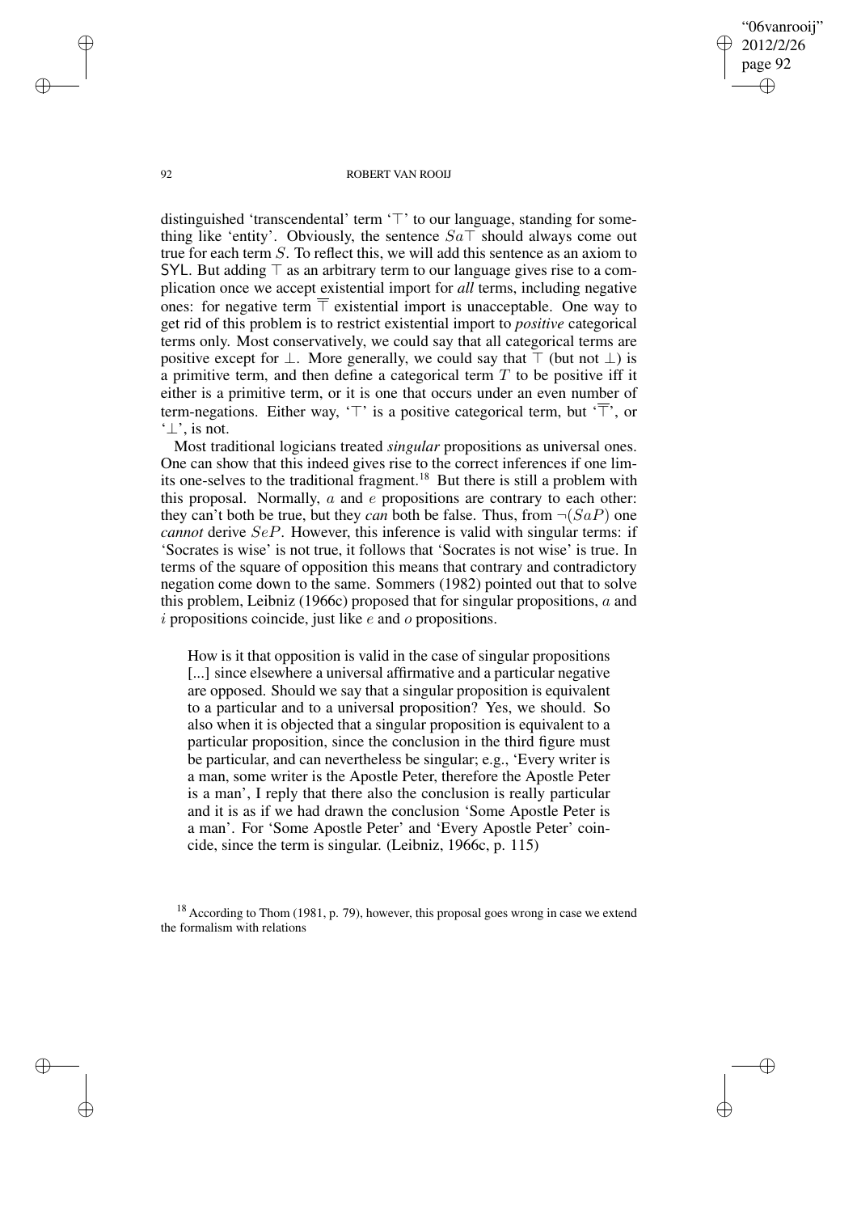distinguished 'transcendental' term '$\top$' to our language, standing for something like 'entity'. Obviously, the sentence $Sa\top$ should always come out true for each term $S$. To reflect this, we will add this sentence as an axiom to SYL. But adding $\top$ as an arbitrary term to our language gives rise to a complication once we accept existential import for *all* terms, including negative ones: for negative term $\overline{\top}$ existential import is unacceptable. One way to get rid of this problem is to restrict existential import to *positive* categorical terms only. Most conservatively, we could say that all categorical terms are positive except for $\bot$. More generally, we could say that $\top$ (but not $\bot$) is a primitive term, and then define a categorical term $T$ to be positive iff it either is a primitive term, or it is one that occurs under an even number of term-negations. Either way, '$\top$' is a positive categorical term, but '$\overline{\top}$', or '$\bot$', is not.

Most traditional logicians treated *singular* propositions as universal ones. One can show that this indeed gives rise to the correct inferences if one limits one-selves to the traditional fragment.[18] But there is still a problem with this proposal. Normally, $a$ and $e$ propositions are contrary to each other: they can't both be true, but they *can* both be false. Thus, from $\neg(SaP)$ one *cannot* derive $SeP$. However, this inference is valid with singular terms: if 'Socrates is wise' is not true, it follows that 'Socrates is not wise' is true. In terms of the square of opposition this means that contrary and contradictory negation come down to the same. Sommers (1982) pointed out that to solve this problem, Leibniz (1966c) proposed that for singular propositions, $a$ and $i$ propositions coincide, just like $e$ and $o$ propositions.

> How is it that opposition is valid in the case of singular propositions [...] since elsewhere a universal affirmative and a particular negative are opposed. Should we say that a singular proposition is equivalent to a particular and to a universal proposition? Yes, we should. So also when it is objected that a singular proposition is equivalent to a particular proposition, since the conclusion in the third figure must be particular, and can nevertheless be singular; e.g., 'Every writer is a man, some writer is the Apostle Peter, therefore the Apostle Peter is a man', I reply that there also the conclusion is really particular and it is as if we had drawn the conclusion 'Some Apostle Peter is a man'. For 'Some Apostle Peter' and 'Every Apostle Peter' coincide, since the term is singular. (Leibniz, 1966c, p. 115)

[18] According to Thom (1981, p. 79), however, this proposal goes wrong in case we extend the formalism with relations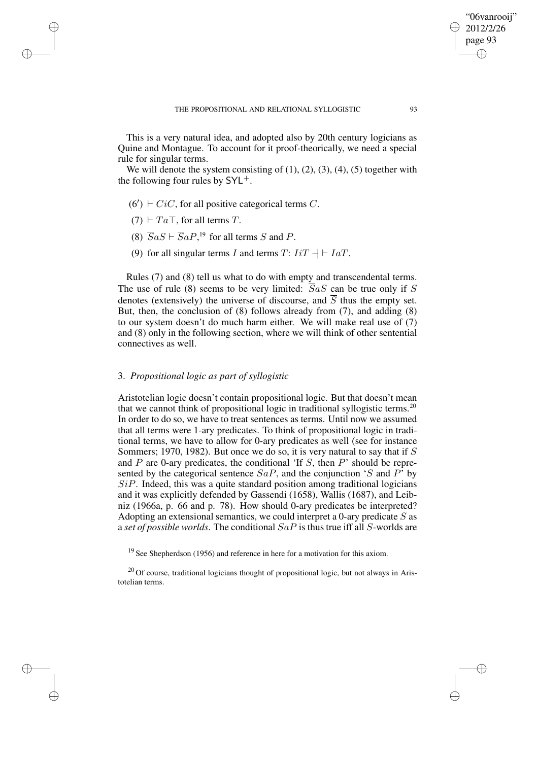This is a very natural idea, and adopted also by 20th century logicians as Quine and Montague. To account for it proof-theorically, we need a special rule for singular terms.

We will denote the system consisting of (1), (2), (3), (4), (5) together with the following four rules by $\mathsf{SYL}^+$.

- (6′) $\vdash CiC$, for all positive categorical terms $C$.
- (7) $\vdash Ta\top$, for all terms $T$.
- (8) $\overline{S}aS \vdash \overline{S}aP$,[19] for all terms $S$ and $P$.
- (9) for all singular terms $I$ and terms $T$: $IiT \dashv\vdash IaT$.

Rules (7) and (8) tell us what to do with empty and transcendental terms. The use of rule (8) seems to be very limited: $\overline{S}aS$ can be true only if $S$ denotes (extensively) the universe of discourse, and $\overline{S}$ thus the empty set. But, then, the conclusion of (8) follows already from (7), and adding (8) to our system doesn't do much harm either. We will make real use of (7) and (8) only in the following section, where we will think of other sentential connectives as well.

## 3. *Propositional logic as part of syllogistic*

Aristotelian logic doesn't contain propositional logic. But that doesn't mean that we cannot think of propositional logic in traditional syllogistic terms.[20] In order to do so, we have to treat sentences as terms. Until now we assumed that all terms were 1-ary predicates. To think of propositional logic in traditional terms, we have to allow for 0-ary predicates as well (see for instance Sommers; 1970, 1982). But once we do so, it is very natural to say that if $S$ and $P$ are 0-ary predicates, the conditional 'If $S$, then $P$' should be represented by the categorical sentence $SaP$, and the conjunction '$S$ and $P$' by $SiP$. Indeed, this was a quite standard position among traditional logicians and it was explicitly defended by Gassendi (1658), Wallis (1687), and Leibniz (1966a, p. 66 and p. 78). How should 0-ary predicates be interpreted? Adopting an extensional semantics, we could interpret a 0-ary predicate $S$ as a *set of possible worlds*. The conditional $SaP$ is thus true iff all $S$-worlds are

[19] See Shepherdson (1956) and reference in here for a motivation for this axiom.

[20] Of course, traditional logicians thought of propositional logic, but not always in Aristotelian terms.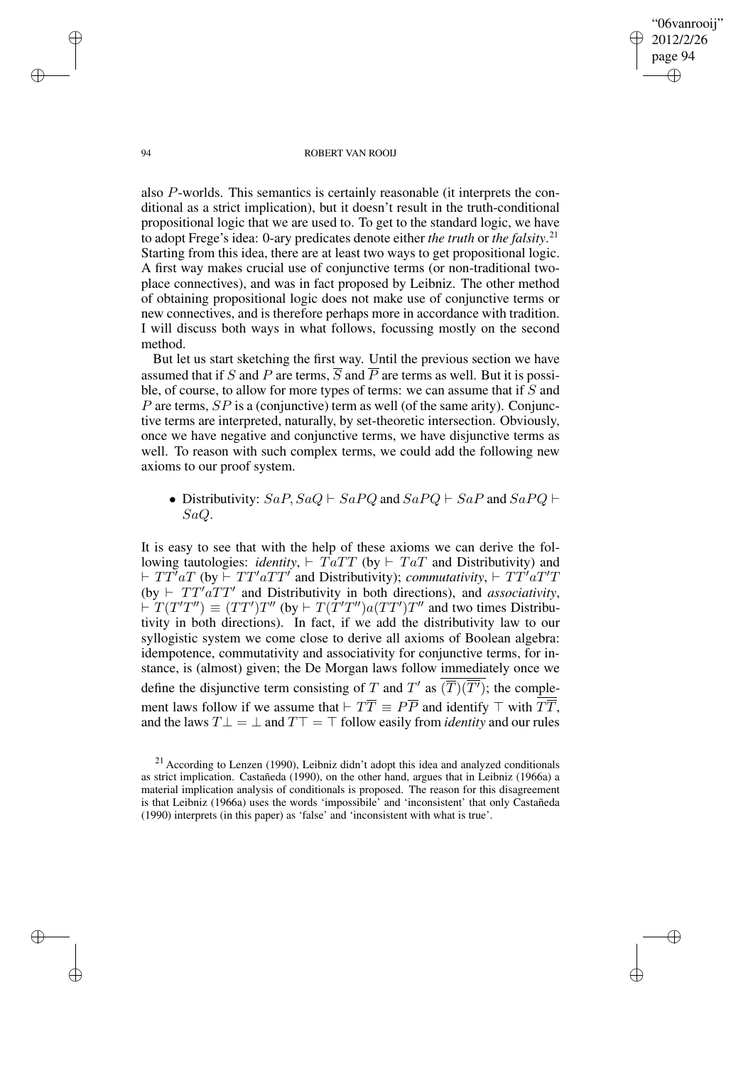also $P$-worlds. This semantics is certainly reasonable (it interprets the conditional as a strict implication), but it doesn't result in the truth-conditional propositional logic that we are used to. To get to the standard logic, we have to adopt Frege's idea: 0-ary predicates denote either *the truth* or *the falsity*.[21] Starting from this idea, there are at least two ways to get propositional logic. A first way makes crucial use of conjunctive terms (or non-traditional two-place connectives), and was in fact proposed by Leibniz. The other method of obtaining propositional logic does not make use of conjunctive terms or new connectives, and is therefore perhaps more in accordance with tradition. I will discuss both ways in what follows, focussing mostly on the second method.

But let us start sketching the first way. Until the previous section we have assumed that if $S$ and $P$ are terms, $\overline{S}$ and $\overline{P}$ are terms as well. But it is possible, of course, to allow for more types of terms: we can assume that if $S$ and $P$ are terms, $SP$ is a (conjunctive) term as well (of the same arity). Conjunctive terms are interpreted, naturally, by set-theoretic intersection. Obviously, once we have negative and conjunctive terms, we have disjunctive terms as well. To reason with such complex terms, we could add the following new axioms to our proof system.

- Distributivity: $SaP, SaQ \vdash SaPQ$ and $SaPQ \vdash SaP$ and $SaPQ \vdash SaQ$.

It is easy to see that with the help of these axioms we can derive the following tautologies: *identity*, $\vdash TaTT$ (by $\vdash TaT$ and Distributivity) and $\vdash TT'aT$ (by $\vdash TT'aTT'$ and Distributivity); *commutativity*, $\vdash TT'aT'T$ (by $\vdash TT'aTT'$ and Distributivity in both directions), and *associativity*, $\vdash T(T'T'') \equiv (TT')T''$ (by $\vdash T(T'T'')a(TT')T''$ and two times Distributivity in both directions). In fact, if we add the distributivity law to our syllogistic system we come close to derive all axioms of Boolean algebra: idempotence, commutativity and associativity for conjunctive terms, for instance, is (almost) given; the De Morgan laws follow immediately once we define the disjunctive term consisting of $T$ and $T'$ as $\overline{(\overline{T})(\overline{T'})}$; the complement laws follow if we assume that $\vdash T\overline{T} \equiv P\overline{P}$ and identify $\top$ with $\overline{T\overline{T}}$, and the laws $T\bot = \bot$ and $T\top = \top$ follow easily from *identity* and our rules

[21] According to Lenzen (1990), Leibniz didn't adopt this idea and analyzed conditionals as strict implication. Castañeda (1990), on the other hand, argues that in Leibniz (1966a) a material implication analysis of conditionals is proposed. The reason for this disagreement is that Leibniz (1966a) uses the words 'impossibile' and 'inconsistent' that only Castañeda (1990) interprets (in this paper) as 'false' and 'inconsistent with what is true'.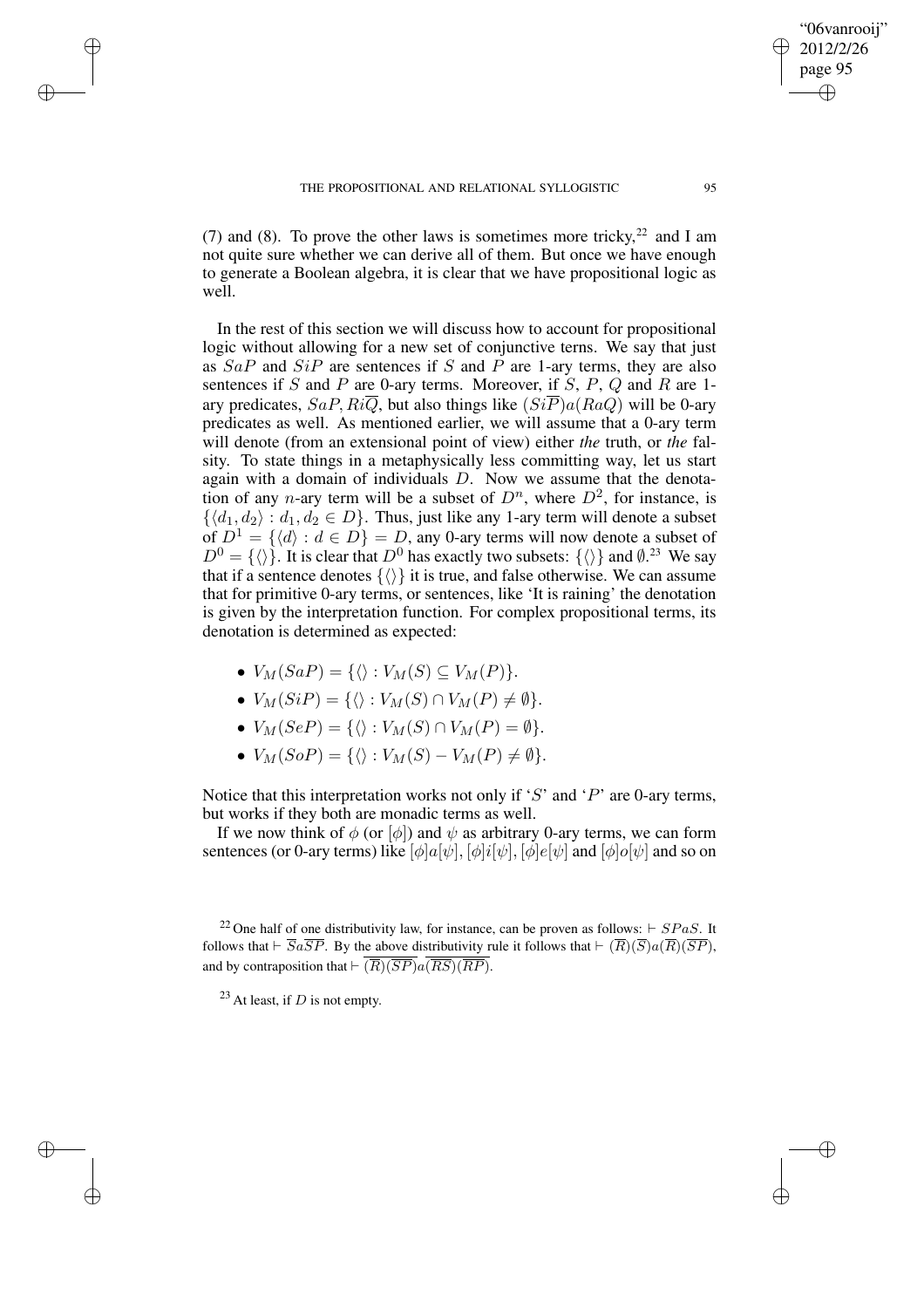(7) and (8). To prove the other laws is sometimes more tricky,[22] and I am not quite sure whether we can derive all of them. But once we have enough to generate a Boolean algebra, it is clear that we have propositional logic as well.

In the rest of this section we will discuss how to account for propositional logic without allowing for a new set of conjunctive terns. We say that just as $SaP$ and $SiP$ are sentences if $S$ and $P$ are 1-ary terms, they are also sentences if $S$ and $P$ are 0-ary terms. Moreover, if $S$, $P$, $Q$ and $R$ are 1-ary predicates, $SaP, Ri\overline{Q}$, but also things like $(Si\overline{P})a(RaQ)$ will be 0-ary predicates as well. As mentioned earlier, we will assume that a 0-ary term will denote (from an extensional point of view) either *the* truth, or *the* falsity. To state things in a metaphysically less committing way, let us start again with a domain of individuals $D$. Now we assume that the denotation of any $n$-ary term will be a subset of $D^n$, where $D^2$, for instance, is $\{\langle d_1, d_2\rangle : d_1, d_2 \in D\}$. Thus, just like any 1-ary term will denote a subset of $D^1 = \{\langle d\rangle : d \in D\} = D$, any 0-ary terms will now denote a subset of $D^0 = \{\langle\rangle\}$. It is clear that $D^0$ has exactly two subsets: $\{\langle\rangle\}$ and $\emptyset$.[23] We say that if a sentence denotes $\{\langle\rangle\}$ it is true, and false otherwise. We can assume that for primitive 0-ary terms, or sentences, like 'It is raining' the denotation is given by the interpretation function. For complex propositional terms, its denotation is determined as expected:

- $V_M(SaP) = \{\langle\rangle : V_M(S) \subseteq V_M(P)\}$.
- $V_M(SiP) = \{\langle\rangle : V_M(S) \cap V_M(P) \neq \emptyset\}$.
- $V_M(SeP) = \{\langle\rangle : V_M(S) \cap V_M(P) = \emptyset\}$.
- $V_M(SoP) = \{\langle\rangle : V_M(S) - V_M(P) \neq \emptyset\}$.

Notice that this interpretation works not only if '$S$' and '$P$' are 0-ary terms, but works if they both are monadic terms as well.

If we now think of $\phi$ (or $[\phi]$) and $\psi$ as arbitrary 0-ary terms, we can form sentences (or 0-ary terms) like $[\phi]a[\psi]$, $[\phi]i[\psi]$, $[\phi]e[\psi]$ and $[\phi]o[\psi]$ and so on

[22] One half of one distributivity law, for instance, can be proven as follows: $\vdash SPaS$. It follows that $\vdash \overline{S}a\overline{SP}$. By the above distributivity rule it follows that $\vdash (\overline{R})(\overline{S})a(\overline{R})(\overline{SP})$, and by contraposition that $\vdash \overline{(\overline{R})(\overline{SP})}a\overline{(\overline{RS})(\overline{RP})}$.

[23] At least, if $D$ is not empty.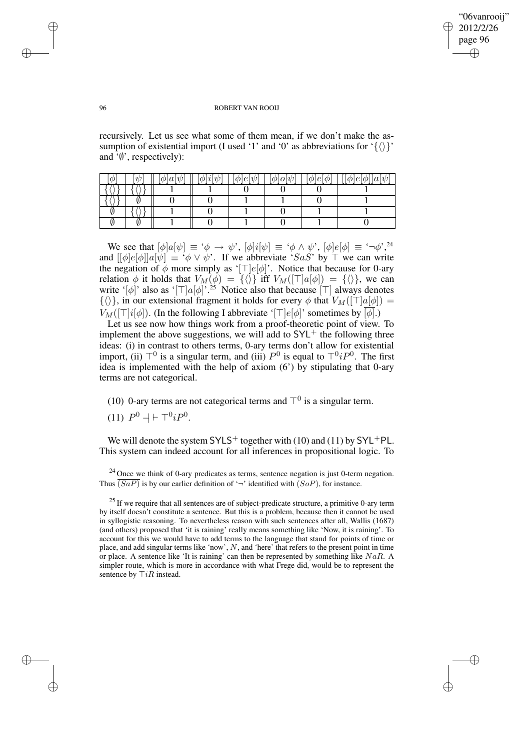recursively. Let us see what some of them mean, if we don't make the assumption of existential import (I used '1' and '0' as abbreviations for '$\{\langle\rangle\}$' and '$\emptyset$', respectively):

| $[\phi]$ | $[\psi]$ | $[\phi]a[\psi]$ | $[\phi]i[\psi]$ | $[\phi]e[\psi]$ | $[\phi]o[\psi]$ | $[\phi]e[\phi]$ | $[[\phi]e[\phi]]a[\psi]$ |
|---|---|---|---|---|---|---|---|
| $\{\langle\rangle\}$ | $\{\langle\rangle\}$ | 1 | 1 | 0 | 0 | 0 | 1 |
| $\{\langle\rangle\}$ | $\emptyset$ | 0 | 0 | 1 | 1 | 0 | 1 |
| $\emptyset$ | $\{\langle\rangle\}$ | 1 | 0 | 1 | 0 | 1 | 1 |
| $\emptyset$ | $\emptyset$ | 1 | 0 | 1 | 0 | 1 | 0 |

We see that $[\phi]a[\psi] \equiv$ '$\phi \to \psi$', $[\phi]i[\psi] \equiv$ '$\phi \wedge \psi$', $[\phi]e[\phi] \equiv$ '$\neg\phi$',[24] and $[[\phi]e[\phi]]a[\psi] \equiv$ '$\phi \vee \psi$'. If we abbreviate '$SaS$' by $\top$ we can write the negation of $\phi$ more simply as '$[\top]e[\phi]$'. Notice that because for 0-ary relation $\phi$ it holds that $V_M(\phi) = \{\langle\rangle\}$ iff $V_M([\top]a[\phi]) = \{\langle\rangle\}$, we can write '$[\phi]$' also as '$[\top]a[\phi]$'.[25] Notice also that because $[\top]$ always denotes $\{\langle\rangle\}$, in our extensional fragment it holds for every $\phi$ that $V_M([\top]a[\phi]) = V_M([\top]i[\phi])$. (In the following I abbreviate '$[\top]e[\phi]$' sometimes by $\overline{[\phi]}$.)

Let us see now how things work from a proof-theoretic point of view. To implement the above suggestions, we will add to $\mathsf{SYL}^+$ the following three ideas: (i) in contrast to others terms, 0-ary terms don't allow for existential import, (ii) $\top^0$ is a singular term, and (iii) $P^0$ is equal to $\top^0 i P^0$. The first idea is implemented with the help of axiom (6') by stipulating that 0-ary terms are not categorical.

(10) 0-ary terms are not categorical terms and $\top^0$ is a singular term.

(11) $P^0 \dashv\vdash \top^0 i P^0$.

We will denote the system $\mathsf{SYLS}^+$ together with (10) and (11) by $\mathsf{SYL}^+\mathsf{PL}$. This system can indeed account for all inferences in propositional logic. To

[24] Once we think of 0-ary predicates as terms, sentence negation is just 0-term negation. Thus $\overline{(SaP)}$ is by our earlier definition of '$\neg$' identified with $(SoP)$, for instance.

[25] If we require that all sentences are of subject-predicate structure, a primitive 0-ary term by itself doesn't constitute a sentence. But this is a problem, because then it cannot be used in syllogistic reasoning. To nevertheless reason with such sentences after all, Wallis (1687) (and others) proposed that 'it is raining' really means something like 'Now, it is raining'. To account for this we would have to add terms to the language that stand for points of time or place, and add singular terms like 'now', $N$, and 'here' that refers to the present point in time or place. A sentence like 'It is raining' can then be represented by something like $NaR$. A simpler route, which is more in accordance with what Frege did, would be to represent the sentence by $\top iR$ instead.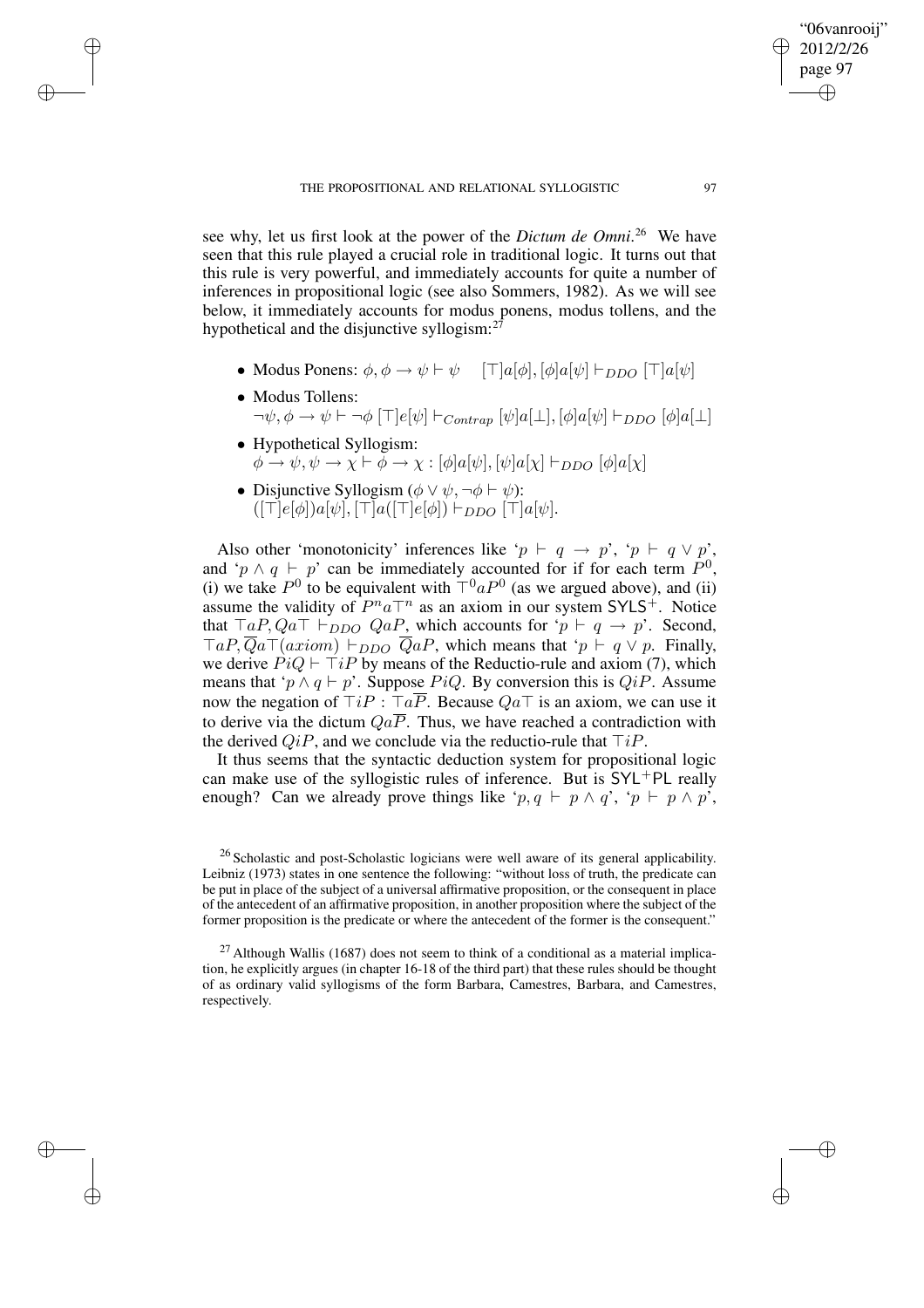see why, let us first look at the power of the *Dictum de Omni*.[26] We have seen that this rule played a crucial role in traditional logic. It turns out that this rule is very powerful, and immediately accounts for quite a number of inferences in propositional logic (see also Sommers, 1982). As we will see below, it immediately accounts for modus ponens, modus tollens, and the hypothetical and the disjunctive syllogism:[27]

- Modus Ponens: $\phi, \phi \rightarrow \psi \vdash \psi \quad [\top]a[\phi], [\phi]a[\psi] \vdash_{DDO} [\top]a[\psi]$
- Modus Tollens:
  $\neg\psi, \phi \rightarrow \psi \vdash \neg\phi \; [\top]e[\psi] \vdash_{Contrap} [\psi]a[\bot], [\phi]a[\psi] \vdash_{DDO} [\phi]a[\bot]$
- Hypothetical Syllogism:
  $\phi \rightarrow \psi, \psi \rightarrow \chi \vdash \phi \rightarrow \chi : [\phi]a[\psi], [\psi]a[\chi] \vdash_{DDO} [\phi]a[\chi]$
- Disjunctive Syllogism ($\phi \vee \psi, \neg\phi \vdash \psi$):
  $([\top]e[\phi])a[\psi], [\top]a([\top]e[\phi]) \vdash_{DDO} [\top]a[\psi]$.

Also other 'monotonicity' inferences like '$p \vdash q \rightarrow p$', '$p \vdash q \vee p$', and '$p \wedge q \vdash p$' can be immediately accounted for if for each term $P^0$, (i) we take $P^0$ to be equivalent with $\top^0 a P^0$ (as we argued above), and (ii) assume the validity of $P^n a \top^n$ as an axiom in our system $\mathsf{SYLS}^+$. Notice that $\top aP, Qa\top \vdash_{DDO} QaP$, which accounts for '$p \vdash q \rightarrow p$'. Second, $\top aP, \overline{Q}a\top(axiom) \vdash_{DDO} \overline{Q}aP$, which means that '$p \vdash q \vee p$. Finally, we derive $PiQ \vdash \top iP$ by means of the Reductio-rule and axiom (7), which means that '$p \wedge q \vdash p$'. Suppose $PiQ$. By conversion this is $QiP$. Assume now the negation of $\top iP$ : $\top a\overline{P}$. Because $Qa\top$ is an axiom, we can use it to derive via the dictum $Qa\overline{P}$. Thus, we have reached a contradiction with the derived $QiP$, and we conclude via the reductio-rule that $\top iP$.

It thus seems that the syntactic deduction system for propositional logic can make use of the syllogistic rules of inference. But is $\mathsf{SYL}^+\mathsf{PL}$ really enough? Can we already prove things like '$p, q \vdash p \wedge q$', '$p \vdash p \wedge p$',

[26] Scholastic and post-Scholastic logicians were well aware of its general applicability. Leibniz (1973) states in one sentence the following: "without loss of truth, the predicate can be put in place of the subject of a universal affirmative proposition, or the consequent in place of the antecedent of an affirmative proposition, in another proposition where the subject of the former proposition is the predicate or where the antecedent of the former is the consequent."

[27] Although Wallis (1687) does not seem to think of a conditional as a material implication, he explicitly argues (in chapter 16-18 of the third part) that these rules should be thought of as ordinary valid syllogisms of the form Barbara, Camestres, Barbara, and Camestres, respectively.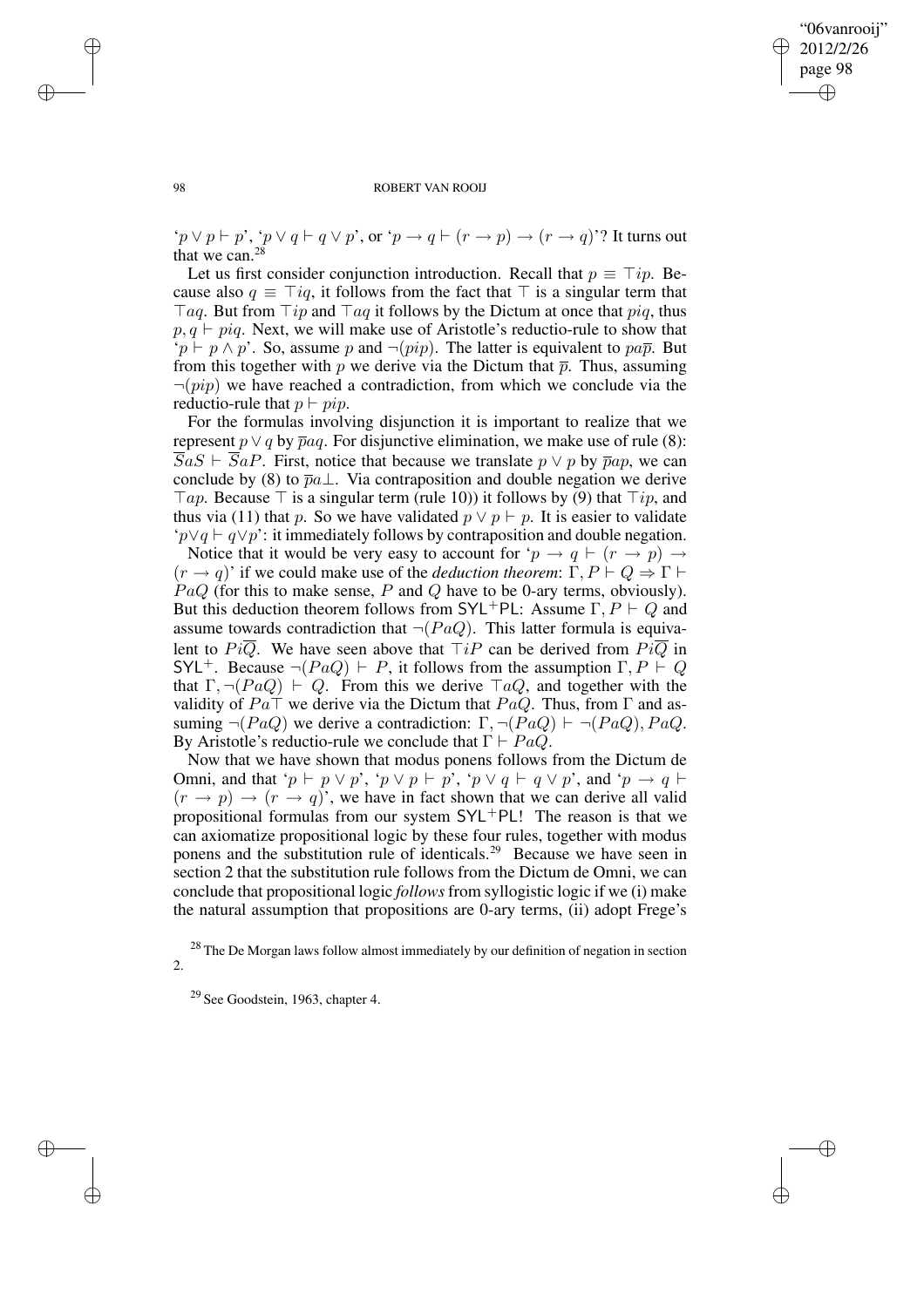'$p \vee p \vdash p$', '$p \vee q \vdash q \vee p$', or '$p \rightarrow q \vdash (r \rightarrow p) \rightarrow (r \rightarrow q)$'? It turns out that we can.[28]

Let us first consider conjunction introduction. Recall that $p \equiv \top ip$. Because also $q \equiv \top iq$, it follows from the fact that $\top$ is a singular term that $\top aq$. But from $\top ip$ and $\top aq$ it follows by the Dictum at once that $piq$, thus $p, q \vdash piq$. Next, we will make use of Aristotle's reductio-rule to show that '$p \vdash p \wedge p$'. So, assume $p$ and $\neg(pip)$. The latter is equivalent to $pa\overline{p}$. But from this together with $p$ we derive via the Dictum that $\overline{p}$. Thus, assuming $\neg(pip)$ we have reached a contradiction, from which we conclude via the reductio-rule that $p \vdash pip$.

For the formulas involving disjunction it is important to realize that we represent $p \vee q$ by $\overline{p}aq$. For disjunctive elimination, we make use of rule (8): $\overline{S}aS \vdash \overline{S}aP$. First, notice that because we translate $p \vee p$ by $\overline{p}ap$, we can conclude by (8) to $\overline{p}a\bot$. Via contraposition and double negation we derive $\top ap$. Because $\top$ is a singular term (rule 10)) it follows by (9) that $\top ip$, and thus via (11) that $p$. So we have validated $p \vee p \vdash p$. It is easier to validate '$p \vee q \vdash q \vee p$': it immediately follows by contraposition and double negation.

Notice that it would be very easy to account for '$p \rightarrow q \vdash (r \rightarrow p) \rightarrow (r \rightarrow q)$' if we could make use of the *deduction theorem*: $\Gamma, P \vdash Q \Rightarrow \Gamma \vdash PaQ$ (for this to make sense, $P$ and $Q$ have to be 0-ary terms, obviously). But this deduction theorem follows from $\mathsf{SYL}^{+}\mathsf{PL}$: Assume $\Gamma, P \vdash Q$ and assume towards contradiction that $\neg(PaQ)$. This latter formula is equivalent to $Pi\overline{Q}$. We have seen above that $\top iP$ can be derived from $Pi\overline{Q}$ in $\mathsf{SYL}^{+}$. Because $\neg(PaQ) \vdash P$, it follows from the assumption $\Gamma, P \vdash Q$ that $\Gamma, \neg(PaQ) \vdash Q$. From this we derive $\top aQ$, and together with the validity of $Pa\top$ we derive via the Dictum that $PaQ$. Thus, from $\Gamma$ and assuming $\neg(PaQ)$ we derive a contradiction: $\Gamma, \neg(PaQ) \vdash \neg(PaQ), PaQ$. By Aristotle's reductio-rule we conclude that $\Gamma \vdash PaQ$.

Now that we have shown that modus ponens follows from the Dictum de Omni, and that '$p \vdash p \vee p$', '$p \vee p \vdash p$', '$p \vee q \vdash q \vee p$', and '$p \rightarrow q \vdash (r \rightarrow p) \rightarrow (r \rightarrow q)$', we have in fact shown that we can derive all valid propositional formulas from our system $\mathsf{SYL}^{+}\mathsf{PL}$! The reason is that we can axiomatize propositional logic by these four rules, together with modus ponens and the substitution rule of identicals.[29] Because we have seen in section 2 that the substitution rule follows from the Dictum de Omni, we can conclude that propositional logic *follows* from syllogistic logic if we (i) make the natural assumption that propositions are 0-ary terms, (ii) adopt Frege's

[28] The De Morgan laws follow almost immediately by our definition of negation in section 2.

[29] See Goodstein, 1963, chapter 4.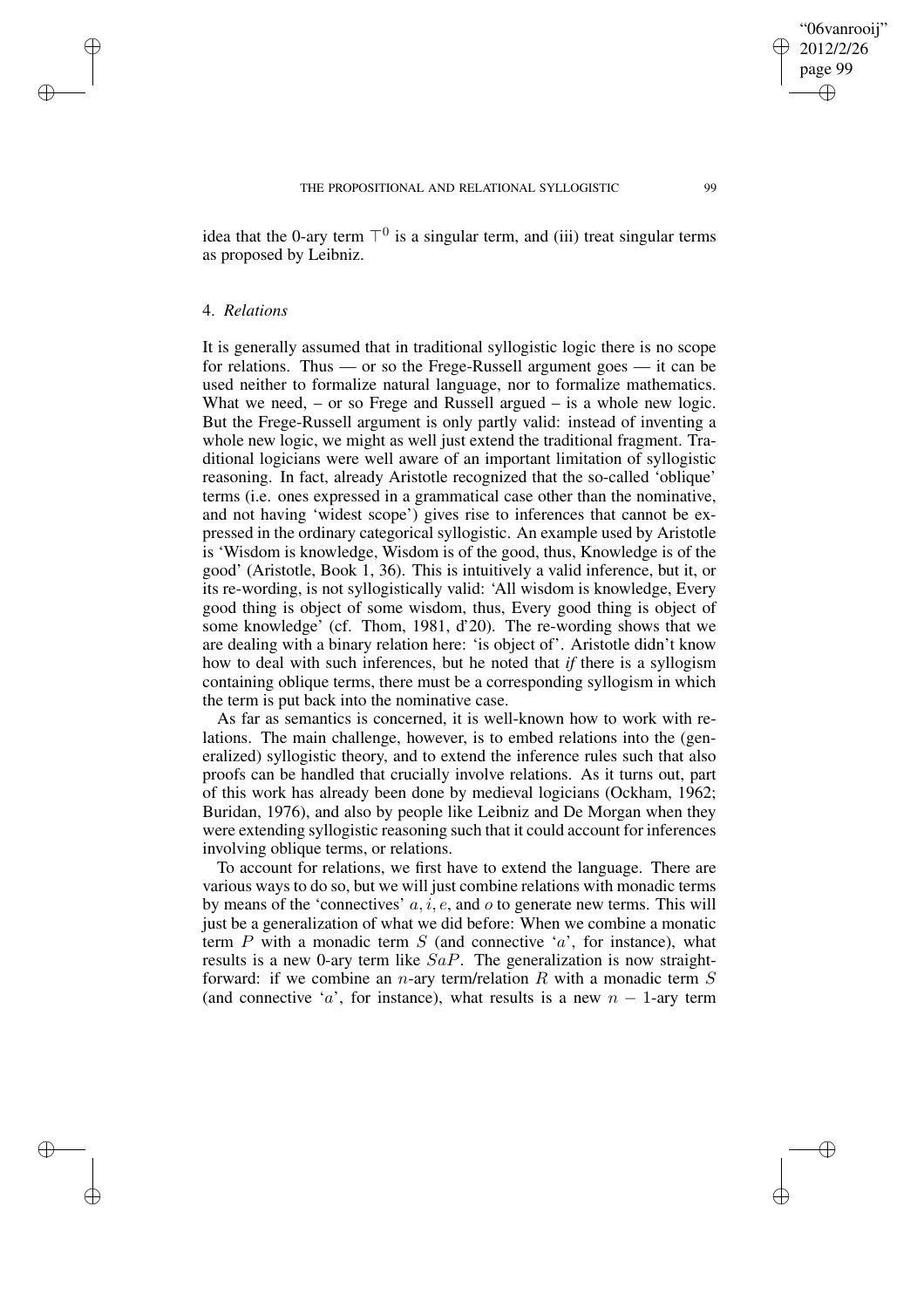idea that the 0-ary term $\top^0$ is a singular term, and (iii) treat singular terms as proposed by Leibniz.

## 4. *Relations*

It is generally assumed that in traditional syllogistic logic there is no scope for relations. Thus — or so the Frege-Russell argument goes — it can be used neither to formalize natural language, nor to formalize mathematics. What we need, – or so Frege and Russell argued – is a whole new logic. But the Frege-Russell argument is only partly valid: instead of inventing a whole new logic, we might as well just extend the traditional fragment. Traditional logicians were well aware of an important limitation of syllogistic reasoning. In fact, already Aristotle recognized that the so-called 'oblique' terms (i.e. ones expressed in a grammatical case other than the nominative, and not having 'widest scope') gives rise to inferences that cannot be expressed in the ordinary categorical syllogistic. An example used by Aristotle is 'Wisdom is knowledge, Wisdom is of the good, thus, Knowledge is of the good' (Aristotle, Book 1, 36). This is intuitively a valid inference, but it, or its re-wording, is not syllogistically valid: 'All wisdom is knowledge, Every good thing is object of some wisdom, thus, Every good thing is object of some knowledge' (cf. Thom, 1981, d'20). The re-wording shows that we are dealing with a binary relation here: 'is object of'. Aristotle didn't know how to deal with such inferences, but he noted that *if* there is a syllogism containing oblique terms, there must be a corresponding syllogism in which the term is put back into the nominative case.

As far as semantics is concerned, it is well-known how to work with relations. The main challenge, however, is to embed relations into the (generalized) syllogistic theory, and to extend the inference rules such that also proofs can be handled that crucially involve relations. As it turns out, part of this work has already been done by medieval logicians (Ockham, 1962; Buridan, 1976), and also by people like Leibniz and De Morgan when they were extending syllogistic reasoning such that it could account for inferences involving oblique terms, or relations.

To account for relations, we first have to extend the language. There are various ways to do so, but we will just combine relations with monadic terms by means of the 'connectives' $a, i, e$, and $o$ to generate new terms. This will just be a generalization of what we did before: When we combine a monatic term $P$ with a monadic term $S$ (and connective '$a$', for instance), what results is a new 0-ary term like $SaP$. The generalization is now straightforward: if we combine an $n$-ary term/relation $R$ with a monadic term $S$ (and connective '$a$', for instance), what results is a new $n - 1$-ary term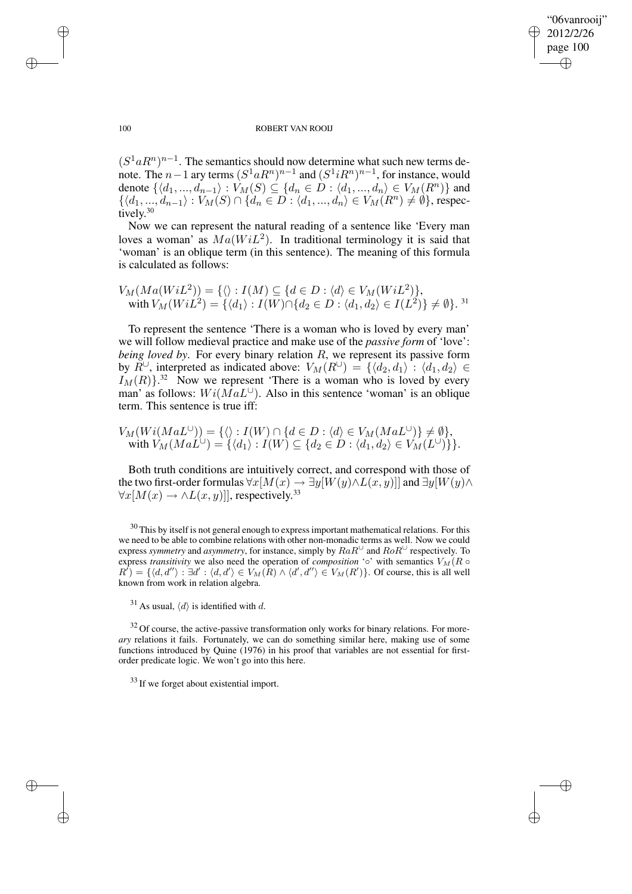$(S^1 a R^n)^{n-1}$. The semantics should now determine what such new terms denote. The $n-1$ ary terms $(S^1 a R^n)^{n-1}$ and $(S^1 i R^n)^{n-1}$, for instance, would denote $\{\langle d_1, ..., d_{n-1}\rangle : V_M(S) \subseteq \{d_n \in D : \langle d_1, ..., d_n\rangle \in V_M(R^n)\}$ and $\{\langle d_1, ..., d_{n-1}\rangle : V_M(S) \cap \{d_n \in D : \langle d_1, ..., d_n\rangle \in V_M(R^n) \neq \emptyset\}$, respectively.[30]

Now we can represent the natural reading of a sentence like 'Every man loves a woman' as $Ma(WiL^2)$. In traditional terminology it is said that 'woman' is an oblique term (in this sentence). The meaning of this formula is calculated as follows:

$$V_M(Ma(WiL^2)) = \{\langle\rangle : I(M) \subseteq \{d \in D : \langle d\rangle \in V_M(WiL^2)\},$$
$$\text{with } V_M(WiL^2) = \{\langle d_1\rangle : I(W) \cap \{d_2 \in D : \langle d_1, d_2\rangle \in I(L^2)\} \neq \emptyset\}.$$ [31]

To represent the sentence 'There is a woman who is loved by every man' we will follow medieval practice and make use of the *passive form* of 'love': *being loved by*. For every binary relation $R$, we represent its passive form by $R^{\cup}$, interpreted as indicated above: $V_M(R^{\cup}) = \{\langle d_2, d_1\rangle : \langle d_1, d_2\rangle \in I_M(R)\}$.[32] Now we represent 'There is a woman who is loved by every man' as follows: $Wi(MaL^{\cup})$. Also in this sentence 'woman' is an oblique term. This sentence is true iff:

$$V_M(Wi(MaL^{\cup})) = \{\langle\rangle : I(W) \cap \{d \in D : \langle d\rangle \in V_M(MaL^{\cup})\} \neq \emptyset\},$$
$$\text{with } V_M(MaL^{\cup}) = \{\langle d_1\rangle : I(W) \subseteq \{d_2 \in D : \langle d_1, d_2\rangle \in V_M(L^{\cup})\}\}.$$

Both truth conditions are intuitively correct, and correspond with those of the two first-order formulas $\forall x[M(x) \rightarrow \exists y[W(y) \wedge L(x, y)]]$ and $\exists y[W(y) \wedge \forall x[M(x) \rightarrow \wedge L(x, y)]]$, respectively.[33]

[30] This by itself is not general enough to express important mathematical relations. For this we need to be able to combine relations with other non-monadic terms as well. Now we could express *symmetry* and *asymmetry*, for instance, simply by $RaR^{\cup}$ and $RoR^{\cup}$ respectively. To express *transitivity* we also need the operation of *composition* '$\circ$' with semantics $V_M(R \circ R') = \{\langle d, d''\rangle : \exists d' : \langle d, d'\rangle \in V_M(R) \wedge \langle d', d''\rangle \in V_M(R')\}$. Of course, this is all well known from work in relation algebra.

[31] As usual, $\langle d\rangle$ is identified with $d$.

[32] Of course, the active-passive transformation only works for binary relations. For more-*ary* relations it fails. Fortunately, we can do something similar here, making use of some functions introduced by Quine (1976) in his proof that variables are not essential for first-order predicate logic. We won't go into this here.

[33] If we forget about existential import.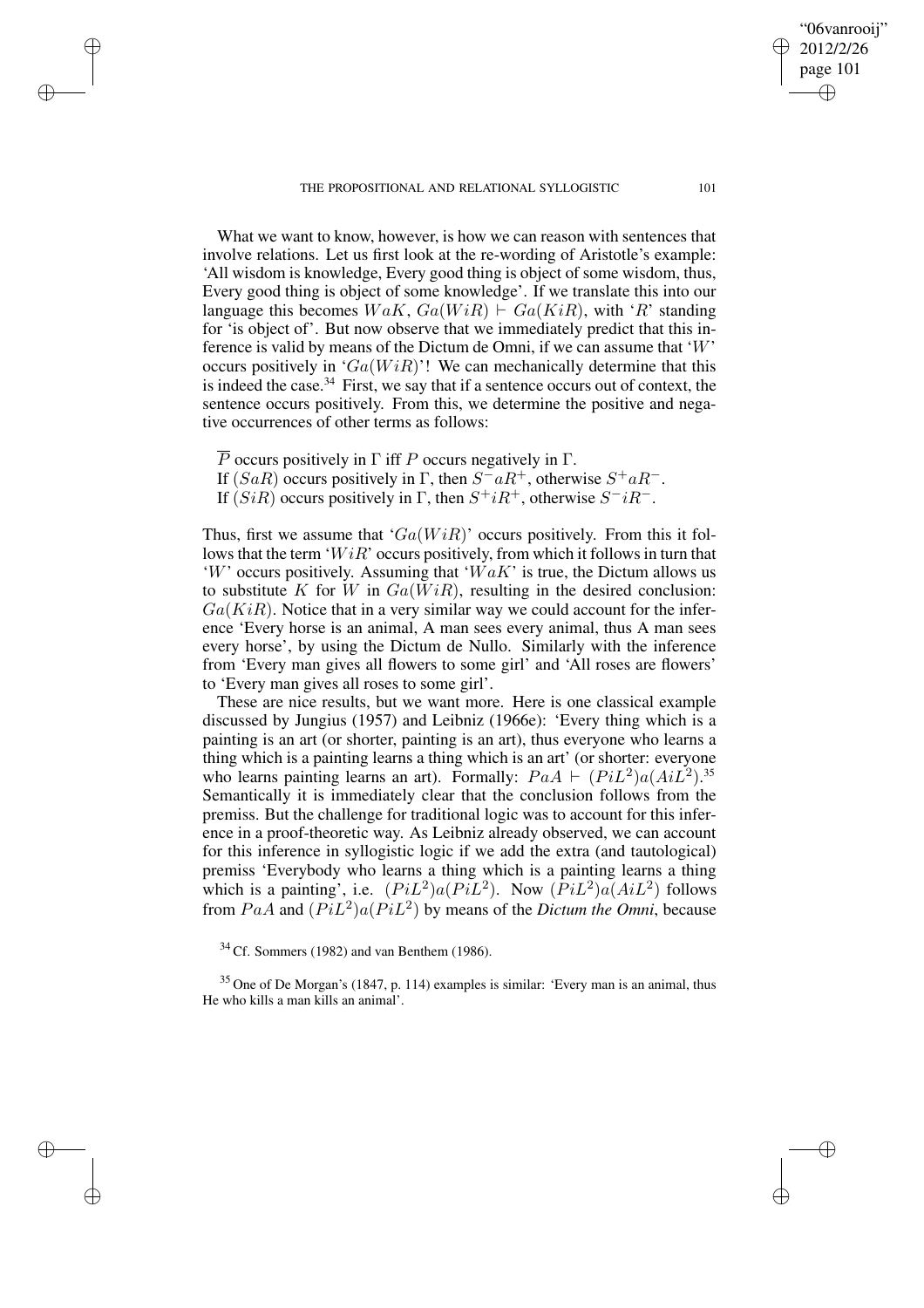What we want to know, however, is how we can reason with sentences that involve relations. Let us first look at the re-wording of Aristotle's example: 'All wisdom is knowledge, Every good thing is object of some wisdom, thus, Every good thing is object of some knowledge'. If we translate this into our language this becomes $WaK$, $Ga(WiR) \vdash Ga(KiR)$, with '$R$' standing for 'is object of'. But now observe that we immediately predict that this inference is valid by means of the Dictum de Omni, if we can assume that '$W$' occurs positively in '$Ga(WiR)$'! We can mechanically determine that this is indeed the case.[34] First, we say that if a sentence occurs out of context, the sentence occurs positively. From this, we determine the positive and negative occurrences of other terms as follows:

$\overline{P}$ occurs positively in $\Gamma$ iff $P$ occurs negatively in $\Gamma$.
If $(SaR)$ occurs positively in $\Gamma$, then $S^{-}aR^{+}$, otherwise $S^{+}aR^{-}$.
If $(SiR)$ occurs positively in $\Gamma$, then $S^{+}iR^{+}$, otherwise $S^{-}iR^{-}$.

Thus, first we assume that '$Ga(WiR)$' occurs positively. From this it follows that the term '$WiR$' occurs positively, from which it follows in turn that '$W$' occurs positively. Assuming that '$WaK$' is true, the Dictum allows us to substitute $K$ for $W$ in $Ga(WiR)$, resulting in the desired conclusion: $Ga(KiR)$. Notice that in a very similar way we could account for the inference 'Every horse is an animal, A man sees every animal, thus A man sees every horse', by using the Dictum de Nullo. Similarly with the inference from 'Every man gives all flowers to some girl' and 'All roses are flowers' to 'Every man gives all roses to some girl'.

These are nice results, but we want more. Here is one classical example discussed by Jungius (1957) and Leibniz (1966e): 'Every thing which is a painting is an art (or shorter, painting is an art), thus everyone who learns a thing which is a painting learns a thing which is an art' (or shorter: everyone who learns painting learns an art). Formally: $PaA \vdash (PiL^2)a(AiL^2)$.[35] Semantically it is immediately clear that the conclusion follows from the premiss. But the challenge for traditional logic was to account for this inference in a proof-theoretic way. As Leibniz already observed, we can account for this inference in syllogistic logic if we add the extra (and tautological) premiss 'Everybody who learns a thing which is a painting learns a thing which is a painting', i.e. $(PiL^2)a(PiL^2)$. Now $(PiL^2)a(AiL^2)$ follows from $PaA$ and $(PiL^2)a(PiL^2)$ by means of the *Dictum the Omni*, because

[34] Cf. Sommers (1982) and van Benthem (1986).

[35] One of De Morgan's (1847, p. 114) examples is similar: 'Every man is an animal, thus He who kills a man kills an animal'.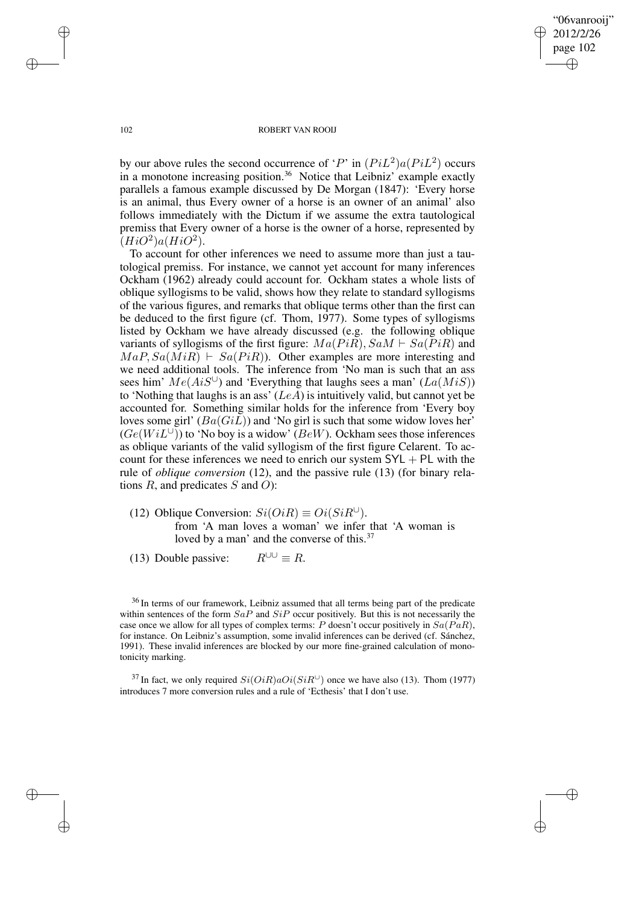by our above rules the second occurrence of '$P$' in $(PiL^2)a(PiL^2)$ occurs in a monotone increasing position.[36] Notice that Leibniz' example exactly parallels a famous example discussed by De Morgan (1847): 'Every horse is an animal, thus Every owner of a horse is an owner of an animal' also follows immediately with the Dictum if we assume the extra tautological premiss that Every owner of a horse is the owner of a horse, represented by $(HiO^2)a(HiO^2)$.

To account for other inferences we need to assume more than just a tautological premiss. For instance, we cannot yet account for many inferences Ockham (1962) already could account for. Ockham states a whole lists of oblique syllogisms to be valid, shows how they relate to standard syllogisms of the various figures, and remarks that oblique terms other than the first can be deduced to the first figure (cf. Thom, 1977). Some types of syllogisms listed by Ockham we have already discussed (e.g. the following oblique variants of syllogisms of the first figure: $Ma(PiR), SaM \vdash Sa(PiR)$ and $MaP, Sa(MiR) \vdash Sa(PiR)$). Other examples are more interesting and we need additional tools. The inference from 'No man is such that an ass sees him' $Me(AiS^{\cup})$ and 'Everything that laughs sees a man' ($La(MiS)$) to 'Nothing that laughs is an ass' ($LeA$) is intuitively valid, but cannot yet be accounted for. Something similar holds for the inference from 'Every boy loves some girl' ($Ba(GiL)$) and 'No girl is such that some widow loves her' ($Ge(WiL^{\cup})$) to 'No boy is a widow' ($BeW$). Ockham sees those inferences as oblique variants of the valid syllogism of the first figure Celarent. To account for these inferences we need to enrich our system $\mathsf{SYL} + \mathsf{PL}$ with the rule of *oblique conversion* (12), and the passive rule (13) (for binary relations $R$, and predicates $S$ and $O$):

(12) Oblique Conversion: $Si(OiR) \equiv Oi(SiR^{\cup})$.
from 'A man loves a woman' we infer that 'A woman is loved by a man' and the converse of this.[37]

(13) Double passive: $R^{\cup\cup} \equiv R$.

[36] In terms of our framework, Leibniz assumed that all terms being part of the predicate within sentences of the form $SaP$ and $SiP$ occur positively. But this is not necessarily the case once we allow for all types of complex terms: $P$ doesn't occur positively in $Sa(PaR)$, for instance. On Leibniz's assumption, some invalid inferences can be derived (cf. Sánchez, 1991). These invalid inferences are blocked by our more fine-grained calculation of monotonicity marking.

[37] In fact, we only required $Si(OiR)aOi(SiR^{\cup})$ once we have also (13). Thom (1977) introduces 7 more conversion rules and a rule of 'Ecthesis' that I don't use.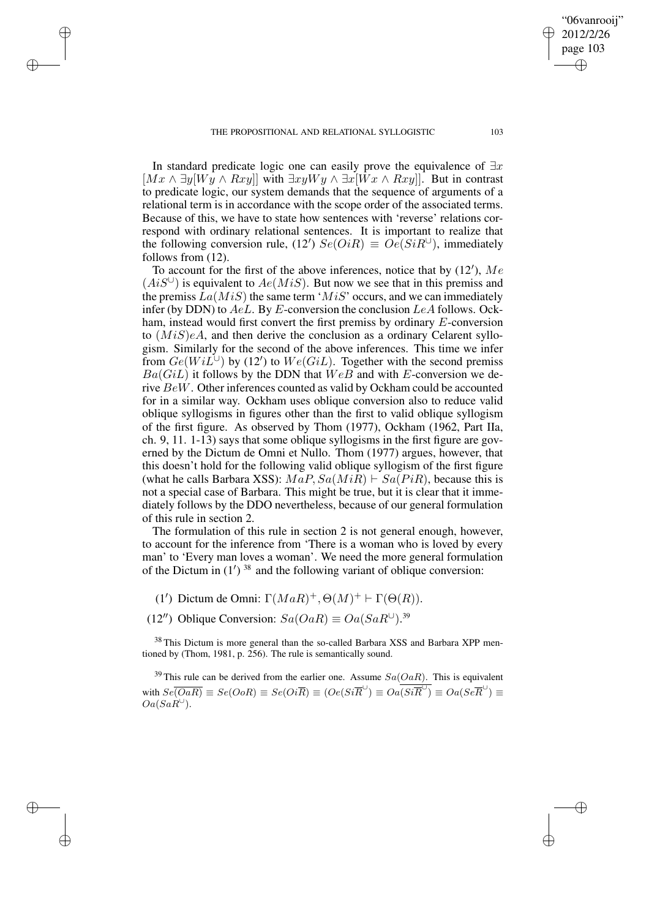In standard predicate logic one can easily prove the equivalence of $\exists x$ $[Mx \wedge \exists y[Wy \wedge Rxy]]$ with $\exists xyWy \wedge \exists x[Wx \wedge Rxy]]$. But in contrast to predicate logic, our system demands that the sequence of arguments of a relational term is in accordance with the scope order of the associated terms. Because of this, we have to state how sentences with 'reverse' relations correspond with ordinary relational sentences. It is important to realize that the following conversion rule, (12′) $Se(OiR) \equiv Oe(SiR^{\cup})$, immediately follows from (12).

To account for the first of the above inferences, notice that by (12′), $Me$ $(AiS^{\cup})$ is equivalent to $Ae(MiS)$. But now we see that in this premiss and the premiss $La(MiS)$ the same term '$MiS$' occurs, and we can immediately infer (by DDN) to $AeL$. By $E$-conversion the conclusion $LeA$ follows. Ockham, instead would first convert the first premiss by ordinary $E$-conversion to $(MiS)eA$, and then derive the conclusion as a ordinary Celarent syllogism. Similarly for the second of the above inferences. This time we infer from $Ge(WiL^{\cup})$ by (12′) to $We(GiL)$. Together with the second premiss $Ba(GiL)$ it follows by the DDN that $WeB$ and with $E$-conversion we derive $BeW$. Other inferences counted as valid by Ockham could be accounted for in a similar way. Ockham uses oblique conversion also to reduce valid oblique syllogisms in figures other than the first to valid oblique syllogism of the first figure. As observed by Thom (1977), Ockham (1962, Part IIa, ch. 9, 11. 1-13) says that some oblique syllogisms in the first figure are governed by the Dictum de Omni et Nullo. Thom (1977) argues, however, that this doesn't hold for the following valid oblique syllogism of the first figure (what he calls Barbara XSS): $MaP, Sa(MiR) \vdash Sa(PiR)$, because this is not a special case of Barbara. This might be true, but it is clear that it immediately follows by the DDO nevertheless, because of our general formulation of this rule in section 2.

The formulation of this rule in section 2 is not general enough, however, to account for the inference from 'There is a woman who is loved by every man' to 'Every man loves a woman'. We need the more general formulation of the Dictum in (1′) [38] and the following variant of oblique conversion:

(1′) Dictum de Omni: $\Gamma(MaR)^{+}, \Theta(M)^{+} \vdash \Gamma(\Theta(R))$.

(12′′) Oblique Conversion: $Sa(OaR) \equiv Oa(SaR^{\cup})$.[39]

[38] This Dictum is more general than the so-called Barbara XSS and Barbara XPP mentioned by (Thom, 1981, p. 256). The rule is semantically sound.

[39] This rule can be derived from the earlier one. Assume $Sa(OaR)$. This is equivalent with $Se\overline{(OaR)} \equiv Se(OoR) \equiv Se(Oi\overline{R}) \equiv (Oe(Si\overline{R}^{\cup}) \equiv Oa\overline{(Si\overline{R}^{\cup})} \equiv Oa(Se\overline{R}^{\cup}) \equiv Oa(SaR^{\cup})$.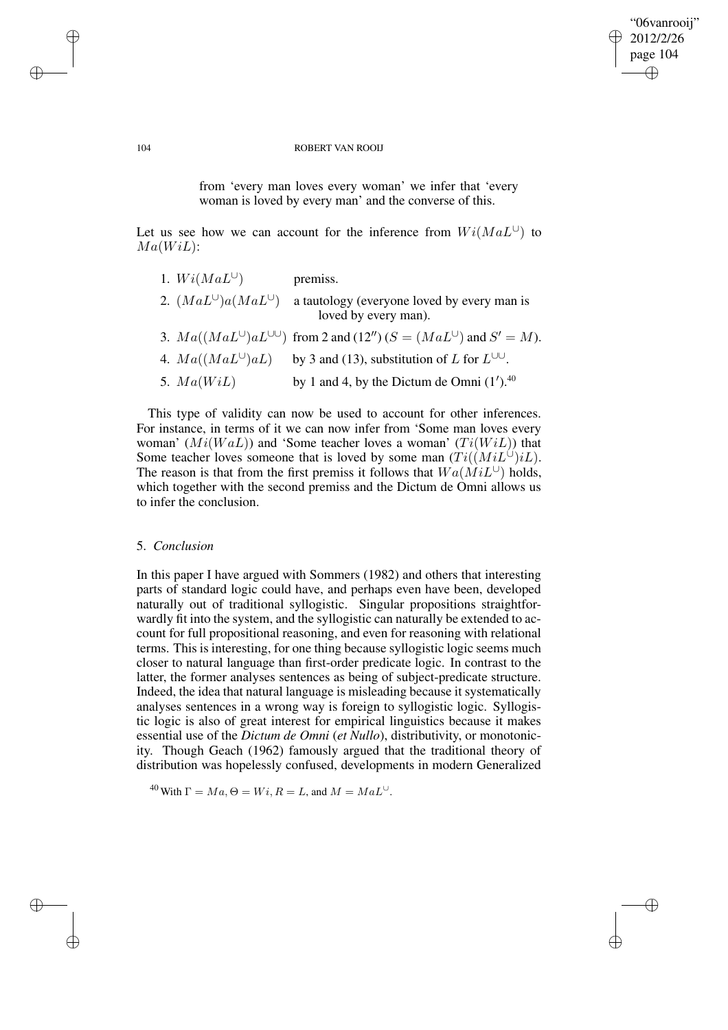from 'every man loves every woman' we infer that 'every woman is loved by every man' and the converse of this.

Let us see how we can account for the inference from $Wi(MaL^{\cup})$ to $Ma(WiL)$:

1. $Wi(MaL^{\cup})$ premiss.
2. $(MaL^{\cup})a(MaL^{\cup})$ a tautology (everyone loved by every man is loved by every man).
3. $Ma((MaL^{\cup})aL^{\cup\cup})$ from 2 and (12$''$) ($S = (MaL^{\cup})$ and $S' = M$).
4. $Ma((MaL^{\cup})aL)$ by 3 and (13), substitution of $L$ for $L^{\cup\cup}$.
5. $Ma(WiL)$ by 1 and 4, by the Dictum de Omni (1$'$).[40]

This type of validity can now be used to account for other inferences. For instance, in terms of it we can now infer from 'Some man loves every woman' ($Mi(WaL)$) and 'Some teacher loves a woman' ($Ti(WiL)$) that Some teacher loves someone that is loved by some man ($Ti((MiL^{\cup})iL)$. The reason is that from the first premiss it follows that $Wa(MiL^{\cup})$ holds, which together with the second premiss and the Dictum de Omni allows us to infer the conclusion.

## 5. *Conclusion*

In this paper I have argued with Sommers (1982) and others that interesting parts of standard logic could have, and perhaps even have been, developed naturally out of traditional syllogistic. Singular propositions straightforwardly fit into the system, and the syllogistic can naturally be extended to account for full propositional reasoning, and even for reasoning with relational terms. This is interesting, for one thing because syllogistic logic seems much closer to natural language than first-order predicate logic. In contrast to the latter, the former analyses sentences as being of subject-predicate structure. Indeed, the idea that natural language is misleading because it systematically analyses sentences in a wrong way is foreign to syllogistic logic. Syllogistic logic is also of great interest for empirical linguistics because it makes essential use of the *Dictum de Omni* (*et Nullo*), distributivity, or monotonicity. Though Geach (1962) famously argued that the traditional theory of distribution was hopelessly confused, developments in modern Generalized

[40] With $\Gamma = Ma$, $\Theta = Wi$, $R = L$, and $M = MaL^{\cup}$.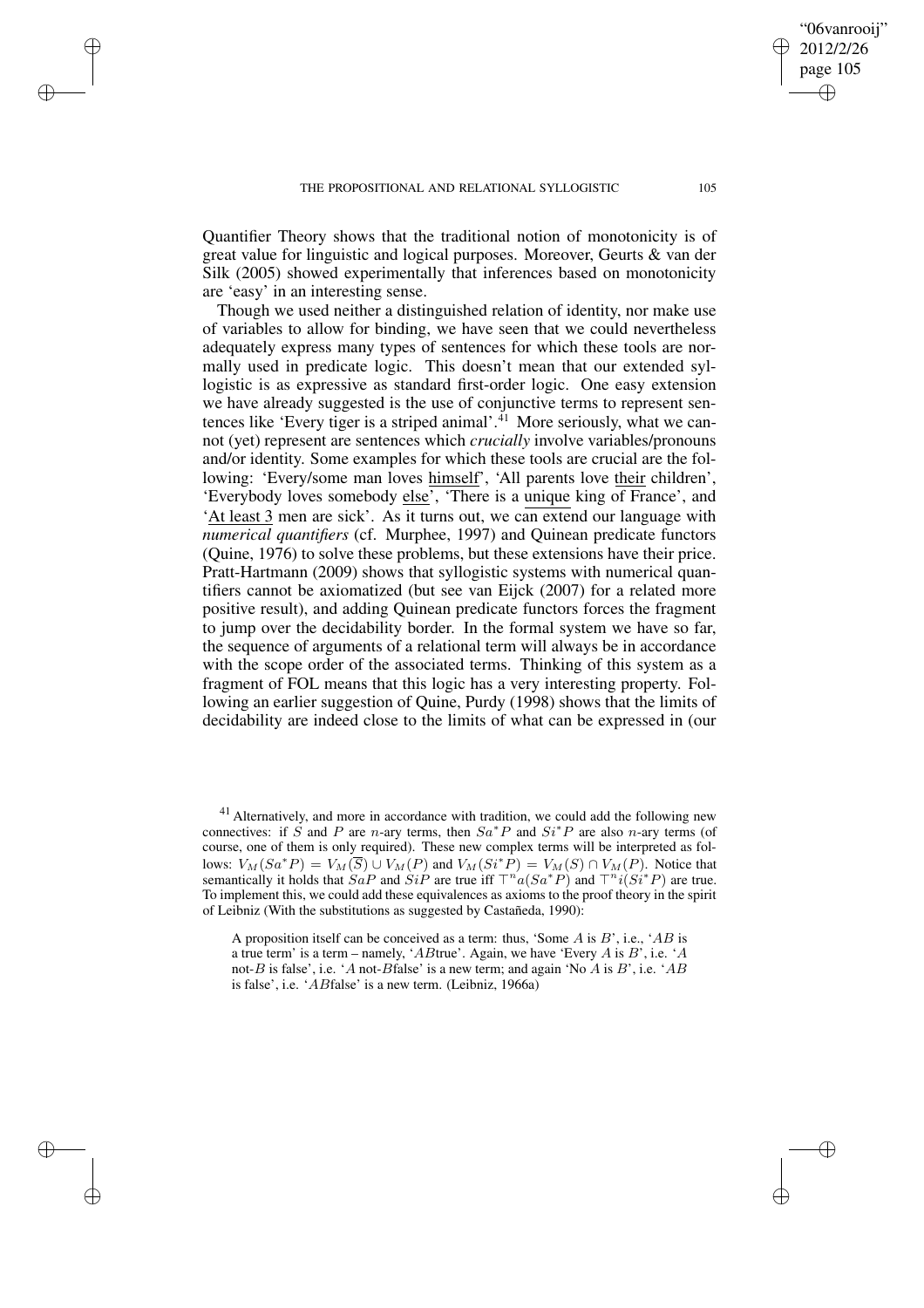Quantifier Theory shows that the traditional notion of monotonicity is of great value for linguistic and logical purposes. Moreover, Geurts & van der Silk (2005) showed experimentally that inferences based on monotonicity are 'easy' in an interesting sense.

Though we used neither a distinguished relation of identity, nor make use of variables to allow for binding, we have seen that we could nevertheless adequately express many types of sentences for which these tools are normally used in predicate logic. This doesn't mean that our extended syllogistic is as expressive as standard first-order logic. One easy extension we have already suggested is the use of conjunctive terms to represent sentences like 'Every tiger is a striped animal'.[41] More seriously, what we cannot (yet) represent are sentences which *crucially* involve variables/pronouns and/or identity. Some examples for which these tools are crucial are the following: 'Every/some man loves <u>himself</u>', 'All parents love <u>their</u> children', 'Everybody loves somebody <u>else</u>', 'There is a <u>unique</u> king of France', and '<u>At least 3</u> men are sick'. As it turns out, we can extend our language with *numerical quantifiers* (cf. Murphee, 1997) and Quinean predicate functors (Quine, 1976) to solve these problems, but these extensions have their price. Pratt-Hartmann (2009) shows that syllogistic systems with numerical quantifiers cannot be axiomatized (but see van Eijck (2007) for a related more positive result), and adding Quinean predicate functors forces the fragment to jump over the decidability border. In the formal system we have so far, the sequence of arguments of a relational term will always be in accordance with the scope order of the associated terms. Thinking of this system as a fragment of FOL means that this logic has a very interesting property. Following an earlier suggestion of Quine, Purdy (1998) shows that the limits of decidability are indeed close to the limits of what can be expressed in (our

---

[41] Alternatively, and more in accordance with tradition, we could add the following new connectives: if $S$ and $P$ are $n$-ary terms, then $Sa^*P$ and $Si^*P$ are also $n$-ary terms (of course, one of them is only required). These new complex terms will be interpreted as follows: $V_M(Sa^*P) = V_M(\overline{S}) \cup V_M(P)$ and $V_M(Si^*P) = V_M(S) \cap V_M(P)$. Notice that semantically it holds that $SaP$ and $SiP$ are true iff $\top^n a(Sa^*P)$ and $\top^n i(Si^*P)$ are true. To implement this, we could add these equivalences as axioms to the proof theory in the spirit of Leibniz (With the substitutions as suggested by Castañeda, 1990):

> A proposition itself can be conceived as a term: thus, 'Some $A$ is $B$', i.e., '$AB$ is a true term' is a term – namely, '$AB$true'. Again, we have 'Every $A$ is $B$', i.e. '$A$ not-$B$ is false', i.e. '$A$ not-$B$false' is a new term; and again 'No $A$ is $B$', i.e. '$AB$ is false', i.e. '$AB$false' is a new term. (Leibniz, 1966a)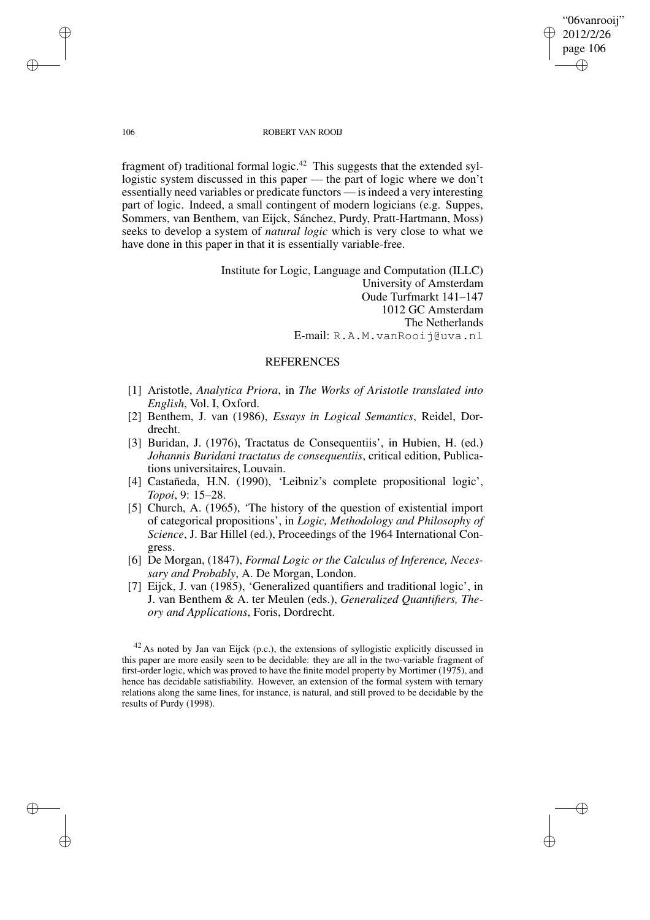fragment of) traditional formal logic.[42] This suggests that the extended syllogistic system discussed in this paper — the part of logic where we don't essentially need variables or predicate functors — is indeed a very interesting part of logic. Indeed, a small contingent of modern logicians (e.g. Suppes, Sommers, van Benthem, van Eijck, Sánchez, Purdy, Pratt-Hartmann, Moss) seeks to develop a system of *natural logic* which is very close to what we have done in this paper in that it is essentially variable-free.

Institute for Logic, Language and Computation (ILLC)
University of Amsterdam
Oude Turfmarkt 141–147
1012 GC Amsterdam
The Netherlands
E-mail: R.A.M.vanRooij@uva.nl

## REFERENCES

[1] Aristotle, *Analytica Priora*, in *The Works of Aristotle translated into English*, Vol. I, Oxford.

[2] Benthem, J. van (1986), *Essays in Logical Semantics*, Reidel, Dordrecht.

[3] Buridan, J. (1976), Tractatus de Consequentiis', in Hubien, H. (ed.) *Johannis Buridani tractatus de consequentiis*, critical edition, Publications universitaires, Louvain.

[4] Castañeda, H.N. (1990), 'Leibniz's complete propositional logic', *Topoi*, 9: 15–28.

[5] Church, A. (1965), 'The history of the question of existential import of categorical propositions', in *Logic, Methodology and Philosophy of Science*, J. Bar Hillel (ed.), Proceedings of the 1964 International Congress.

[6] De Morgan, (1847), *Formal Logic or the Calculus of Inference, Necessary and Probably*, A. De Morgan, London.

[7] Eijck, J. van (1985), 'Generalized quantifiers and traditional logic', in J. van Benthem & A. ter Meulen (eds.), *Generalized Quantifiers, Theory and Applications*, Foris, Dordrecht.

[42] As noted by Jan van Eijck (p.c.), the extensions of syllogistic explicitly discussed in this paper are more easily seen to be decidable: they are all in the two-variable fragment of first-order logic, which was proved to have the finite model property by Mortimer (1975), and hence has decidable satisfiability. However, an extension of the formal system with ternary relations along the same lines, for instance, is natural, and still proved to be decidable by the results of Purdy (1998).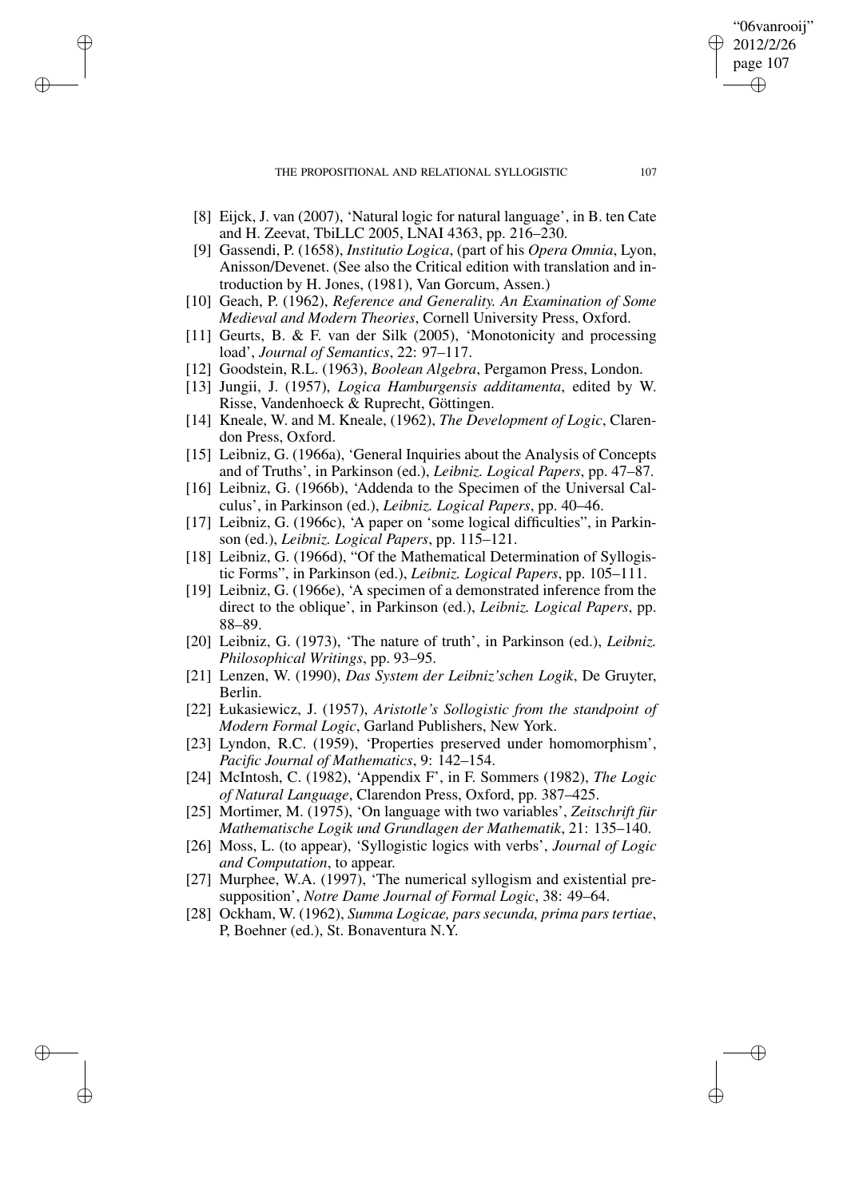[8] Eijck, J. van (2007), 'Natural logic for natural language', in B. ten Cate and H. Zeevat, TbiLLC 2005, LNAI 4363, pp. 216–230.

[9] Gassendi, P. (1658), *Institutio Logica*, (part of his *Opera Omnia*, Lyon, Anisson/Devenet. (See also the Critical edition with translation and introduction by H. Jones, (1981), Van Gorcum, Assen.)

[10] Geach, P. (1962), *Reference and Generality. An Examination of Some Medieval and Modern Theories*, Cornell University Press, Oxford.

[11] Geurts, B. & F. van der Silk (2005), 'Monotonicity and processing load', *Journal of Semantics*, 22: 97–117.

[12] Goodstein, R.L. (1963), *Boolean Algebra*, Pergamon Press, London.

[13] Jungii, J. (1957), *Logica Hamburgensis additamenta*, edited by W. Risse, Vandenhoeck & Ruprecht, Göttingen.

[14] Kneale, W. and M. Kneale, (1962), *The Development of Logic*, Clarendon Press, Oxford.

[15] Leibniz, G. (1966a), 'General Inquiries about the Analysis of Concepts and of Truths', in Parkinson (ed.), *Leibniz. Logical Papers*, pp. 47–87.

[16] Leibniz, G. (1966b), 'Addenda to the Specimen of the Universal Calculus', in Parkinson (ed.), *Leibniz. Logical Papers*, pp. 40–46.

[17] Leibniz, G. (1966c), 'A paper on 'some logical difficulties'', in Parkinson (ed.), *Leibniz. Logical Papers*, pp. 115–121.

[18] Leibniz, G. (1966d), "Of the Mathematical Determination of Syllogistic Forms", in Parkinson (ed.), *Leibniz. Logical Papers*, pp. 105–111.

[19] Leibniz, G. (1966e), 'A specimen of a demonstrated inference from the direct to the oblique', in Parkinson (ed.), *Leibniz. Logical Papers*, pp. 88–89.

[20] Leibniz, G. (1973), 'The nature of truth', in Parkinson (ed.), *Leibniz. Philosophical Writings*, pp. 93–95.

[21] Lenzen, W. (1990), *Das System der Leibniz'schen Logik*, De Gruyter, Berlin.

[22] Łukasiewicz, J. (1957), *Aristotle's Sollogistic from the standpoint of Modern Formal Logic*, Garland Publishers, New York.

[23] Lyndon, R.C. (1959), 'Properties preserved under homomorphism', *Pacific Journal of Mathematics*, 9: 142–154.

[24] McIntosh, C. (1982), 'Appendix F', in F. Sommers (1982), *The Logic of Natural Language*, Clarendon Press, Oxford, pp. 387–425.

[25] Mortimer, M. (1975), 'On language with two variables', *Zeitschrift für Mathematische Logik und Grundlagen der Mathematik*, 21: 135–140.

[26] Moss, L. (to appear), 'Syllogistic logics with verbs', *Journal of Logic and Computation*, to appear.

[27] Murphee, W.A. (1997), 'The numerical syllogism and existential presupposition', *Notre Dame Journal of Formal Logic*, 38: 49–64.

[28] Ockham, W. (1962), *Summa Logicae, pars secunda, prima pars tertiae*, P, Boehner (ed.), St. Bonaventura N.Y.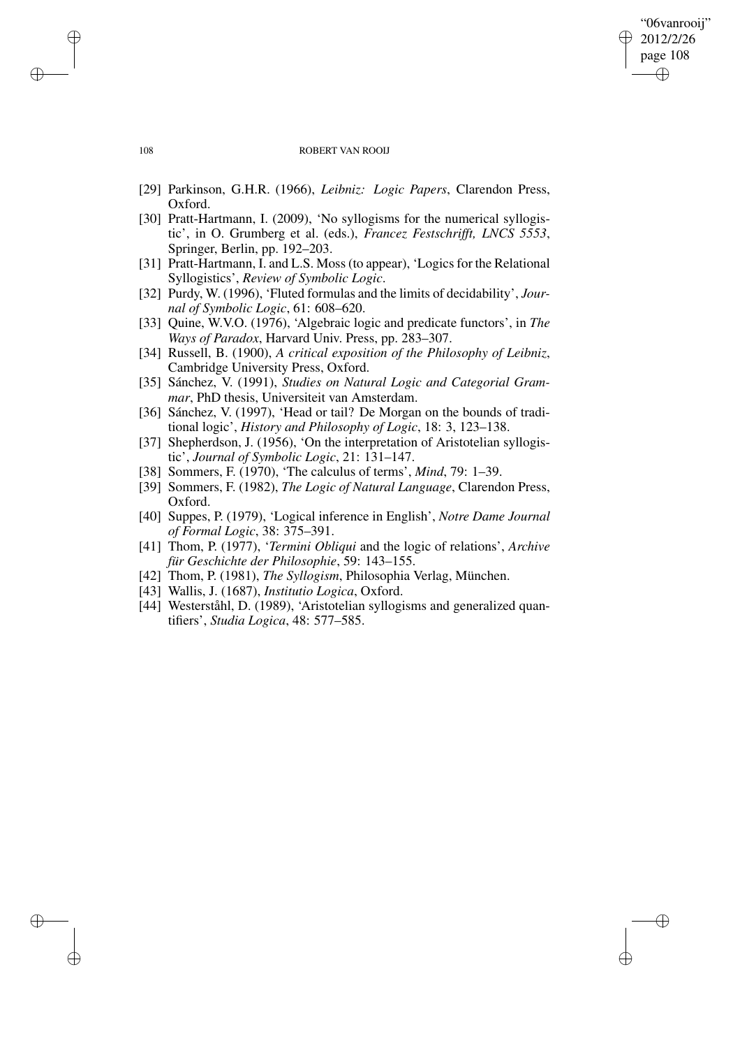[29] Parkinson, G.H.R. (1966), *Leibniz: Logic Papers*, Clarendon Press, Oxford.

[30] Pratt-Hartmann, I. (2009), 'No syllogisms for the numerical syllogistic', in O. Grumberg et al. (eds.), *Francez Festschrifft, LNCS 5553*, Springer, Berlin, pp. 192–203.

[31] Pratt-Hartmann, I. and L.S. Moss (to appear), 'Logics for the Relational Syllogistics', *Review of Symbolic Logic*.

[32] Purdy, W. (1996), 'Fluted formulas and the limits of decidability', *Journal of Symbolic Logic*, 61: 608–620.

[33] Quine, W.V.O. (1976), 'Algebraic logic and predicate functors', in *The Ways of Paradox*, Harvard Univ. Press, pp. 283–307.

[34] Russell, B. (1900), *A critical exposition of the Philosophy of Leibniz*, Cambridge University Press, Oxford.

[35] Sánchez, V. (1991), *Studies on Natural Logic and Categorial Grammar*, PhD thesis, Universiteit van Amsterdam.

[36] Sánchez, V. (1997), 'Head or tail? De Morgan on the bounds of traditional logic', *History and Philosophy of Logic*, 18: 3, 123–138.

[37] Shepherdson, J. (1956), 'On the interpretation of Aristotelian syllogistic', *Journal of Symbolic Logic*, 21: 131–147.

[38] Sommers, F. (1970), 'The calculus of terms', *Mind*, 79: 1–39.

[39] Sommers, F. (1982), *The Logic of Natural Language*, Clarendon Press, Oxford.

[40] Suppes, P. (1979), 'Logical inference in English', *Notre Dame Journal of Formal Logic*, 38: 375–391.

[41] Thom, P. (1977), '*Termini Obliqui* and the logic of relations', *Archive für Geschichte der Philosophie*, 59: 143–155.

[42] Thom, P. (1981), *The Syllogism*, Philosophia Verlag, München.

[43] Wallis, J. (1687), *Institutio Logica*, Oxford.

[44] Westerståhl, D. (1989), 'Aristotelian syllogisms and generalized quantifiers', *Studia Logica*, 48: 577–585.